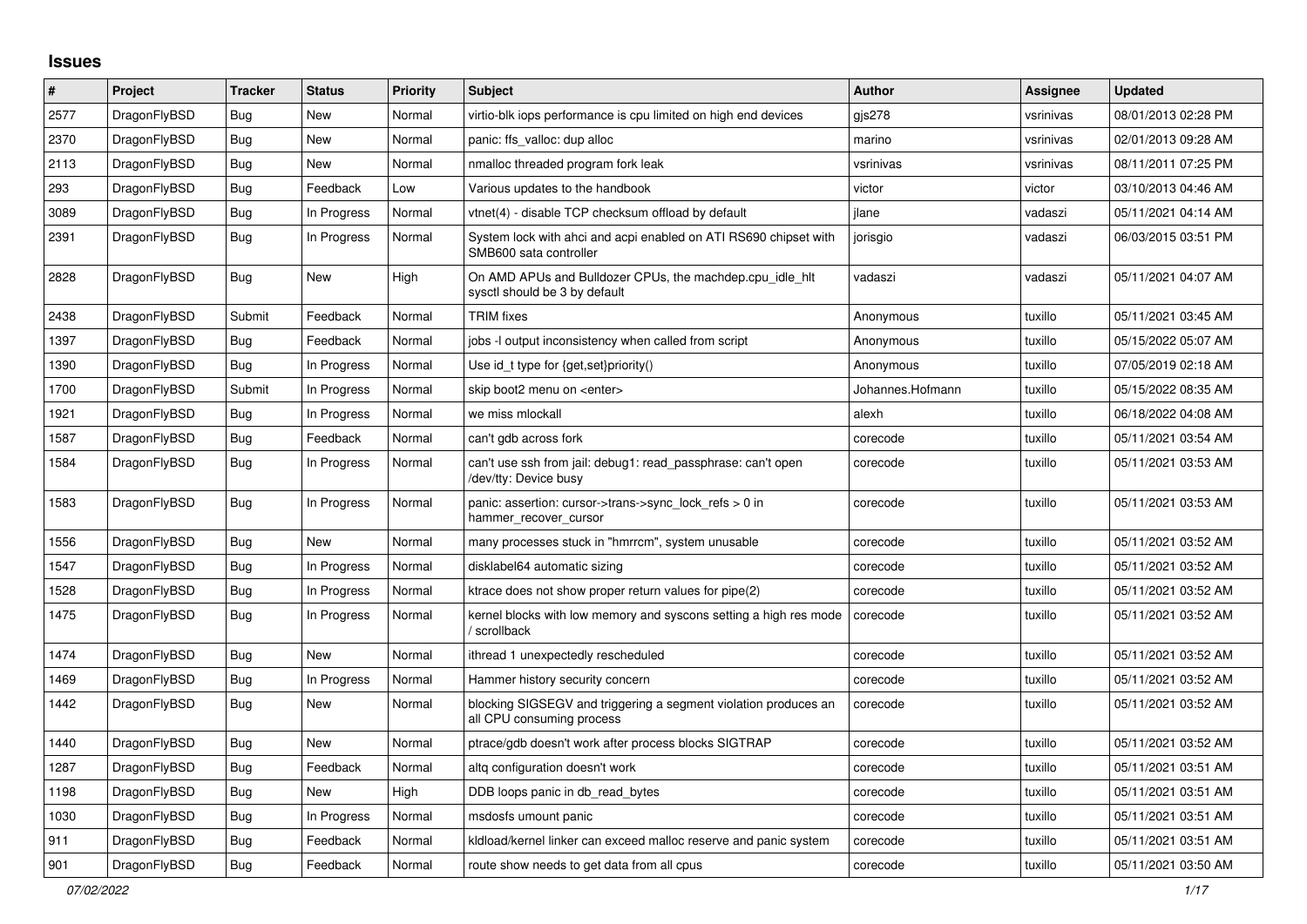## Issues

| # | Project | Tracker | Status | Priority | Subject | Author | Assignee | Updated |
|---|---|---|---|---|---|---|---|---|
| 2577 | DragonFlyBSD | Bug | New | Normal | virtio-blk iops performance is cpu limited on high end devices | gjs278 | vsrinivas | 08/01/2013 02:28 PM |
| 2370 | DragonFlyBSD | Bug | New | Normal | panic: ffs_valloc: dup alloc | marino | vsrinivas | 02/01/2013 09:28 AM |
| 2113 | DragonFlyBSD | Bug | New | Normal | nmalloc threaded program fork leak | vsrinivas | vsrinivas | 08/11/2011 07:25 PM |
| 293 | DragonFlyBSD | Bug | Feedback | Low | Various updates to the handbook | victor | victor | 03/10/2013 04:46 AM |
| 3089 | DragonFlyBSD | Bug | In Progress | Normal | vtnet(4) - disable TCP checksum offload by default | jlane | vadaszi | 05/11/2021 04:14 AM |
| 2391 | DragonFlyBSD | Bug | In Progress | Normal | System lock with ahci and acpi enabled on ATI RS690 chipset with SMB600 sata controller | jorisgio | vadaszi | 06/03/2015 03:51 PM |
| 2828 | DragonFlyBSD | Bug | New | High | On AMD APUs and Bulldozer CPUs, the machdep.cpu_idle_hlt sysctl should be 3 by default | vadaszi | vadaszi | 05/11/2021 04:07 AM |
| 2438 | DragonFlyBSD | Submit | Feedback | Normal | TRIM fixes | Anonymous | tuxillo | 05/11/2021 03:45 AM |
| 1397 | DragonFlyBSD | Bug | Feedback | Normal | jobs -l output inconsistency when called from script | Anonymous | tuxillo | 05/15/2022 05:07 AM |
| 1390 | DragonFlyBSD | Bug | In Progress | Normal | Use id_t type for {get,set}priority() | Anonymous | tuxillo | 07/05/2019 02:18 AM |
| 1700 | DragonFlyBSD | Submit | In Progress | Normal | skip boot2 menu on <enter> | Johannes.Hofmann | tuxillo | 05/15/2022 08:35 AM |
| 1921 | DragonFlyBSD | Bug | In Progress | Normal | we miss mlockall | alexh | tuxillo | 06/18/2022 04:08 AM |
| 1587 | DragonFlyBSD | Bug | Feedback | Normal | can't gdb across fork | corecode | tuxillo | 05/11/2021 03:54 AM |
| 1584 | DragonFlyBSD | Bug | In Progress | Normal | can't use ssh from jail: debug1: read_passphrase: can't open /dev/tty: Device busy | corecode | tuxillo | 05/11/2021 03:53 AM |
| 1583 | DragonFlyBSD | Bug | In Progress | Normal | panic: assertion: cursor->trans->sync_lock_refs > 0 in hammer_recover_cursor | corecode | tuxillo | 05/11/2021 03:53 AM |
| 1556 | DragonFlyBSD | Bug | New | Normal | many processes stuck in "hmrrcm", system unusable | corecode | tuxillo | 05/11/2021 03:52 AM |
| 1547 | DragonFlyBSD | Bug | In Progress | Normal | disklabel64 automatic sizing | corecode | tuxillo | 05/11/2021 03:52 AM |
| 1528 | DragonFlyBSD | Bug | In Progress | Normal | ktrace does not show proper return values for pipe(2) | corecode | tuxillo | 05/11/2021 03:52 AM |
| 1475 | DragonFlyBSD | Bug | In Progress | Normal | kernel blocks with low memory and syscons setting a high res mode / scrollback | corecode | tuxillo | 05/11/2021 03:52 AM |
| 1474 | DragonFlyBSD | Bug | New | Normal | ithread 1 unexpectedly rescheduled | corecode | tuxillo | 05/11/2021 03:52 AM |
| 1469 | DragonFlyBSD | Bug | In Progress | Normal | Hammer history security concern | corecode | tuxillo | 05/11/2021 03:52 AM |
| 1442 | DragonFlyBSD | Bug | New | Normal | blocking SIGSEGV and triggering a segment violation produces an all CPU consuming process | corecode | tuxillo | 05/11/2021 03:52 AM |
| 1440 | DragonFlyBSD | Bug | New | Normal | ptrace/gdb doesn't work after process blocks SIGTRAP | corecode | tuxillo | 05/11/2021 03:52 AM |
| 1287 | DragonFlyBSD | Bug | Feedback | Normal | altq configuration doesn't work | corecode | tuxillo | 05/11/2021 03:51 AM |
| 1198 | DragonFlyBSD | Bug | New | High | DDB loops panic in db_read_bytes | corecode | tuxillo | 05/11/2021 03:51 AM |
| 1030 | DragonFlyBSD | Bug | In Progress | Normal | msdosfs umount panic | corecode | tuxillo | 05/11/2021 03:51 AM |
| 911 | DragonFlyBSD | Bug | Feedback | Normal | kldload/kernel linker can exceed malloc reserve and panic system | corecode | tuxillo | 05/11/2021 03:51 AM |
| 901 | DragonFlyBSD | Bug | Feedback | Normal | route show needs to get data from all cpus | corecode | tuxillo | 05/11/2021 03:50 AM |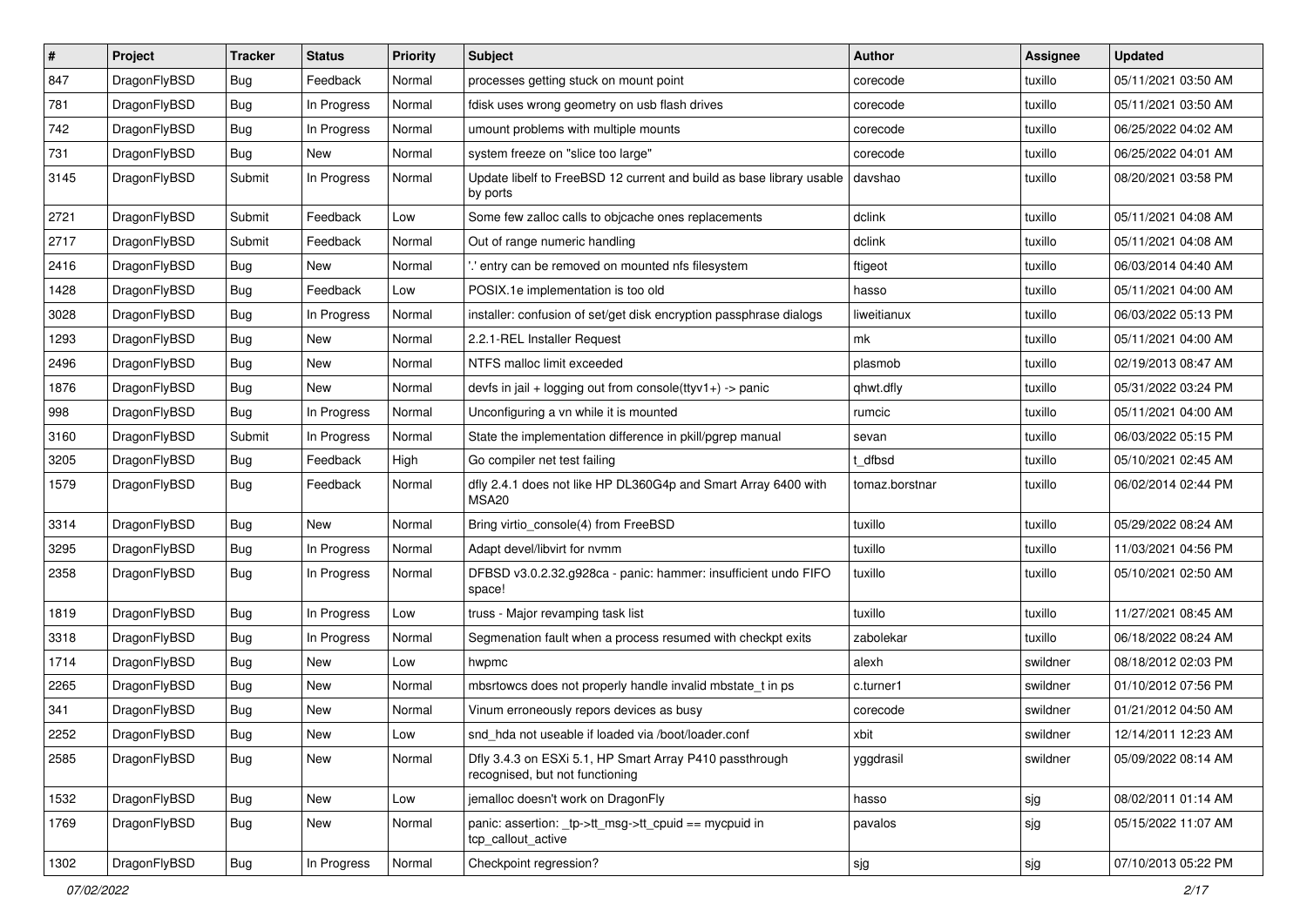| # | Project | Tracker | Status | Priority | Subject | Author | Assignee | Updated |
|---|---|---|---|---|---|---|---|---|
| 847 | DragonFlyBSD | Bug | Feedback | Normal | processes getting stuck on mount point | corecode | tuxillo | 05/11/2021 03:50 AM |
| 781 | DragonFlyBSD | Bug | In Progress | Normal | fdisk uses wrong geometry on usb flash drives | corecode | tuxillo | 05/11/2021 03:50 AM |
| 742 | DragonFlyBSD | Bug | In Progress | Normal | umount problems with multiple mounts | corecode | tuxillo | 06/25/2022 04:02 AM |
| 731 | DragonFlyBSD | Bug | New | Normal | system freeze on "slice too large" | corecode | tuxillo | 06/25/2022 04:01 AM |
| 3145 | DragonFlyBSD | Submit | In Progress | Normal | Update libelf to FreeBSD 12 current and build as base library usable by ports | davshao | tuxillo | 08/20/2021 03:58 PM |
| 2721 | DragonFlyBSD | Submit | Feedback | Low | Some few zalloc calls to objcache ones replacements | dclink | tuxillo | 05/11/2021 04:08 AM |
| 2717 | DragonFlyBSD | Submit | Feedback | Normal | Out of range numeric handling | dclink | tuxillo | 05/11/2021 04:08 AM |
| 2416 | DragonFlyBSD | Bug | New | Normal | '.' entry can be removed on mounted nfs filesystem | ftigeot | tuxillo | 06/03/2014 04:40 AM |
| 1428 | DragonFlyBSD | Bug | Feedback | Low | POSIX.1e implementation is too old | hasso | tuxillo | 05/11/2021 04:00 AM |
| 3028 | DragonFlyBSD | Bug | In Progress | Normal | installer: confusion of set/get disk encryption passphrase dialogs | liweitianux | tuxillo | 06/03/2022 05:13 PM |
| 1293 | DragonFlyBSD | Bug | New | Normal | 2.2.1-REL Installer Request | mk | tuxillo | 05/11/2021 04:00 AM |
| 2496 | DragonFlyBSD | Bug | New | Normal | NTFS malloc limit exceeded | plasmob | tuxillo | 02/19/2013 08:47 AM |
| 1876 | DragonFlyBSD | Bug | New | Normal | devfs in jail + logging out from console(ttyv1+) -> panic | qhwt.dfly | tuxillo | 05/31/2022 03:24 PM |
| 998 | DragonFlyBSD | Bug | In Progress | Normal | Unconfiguring a vn while it is mounted | rumcic | tuxillo | 05/11/2021 04:00 AM |
| 3160 | DragonFlyBSD | Submit | In Progress | Normal | State the implementation difference in pkill/pgrep manual | sevan | tuxillo | 06/03/2022 05:15 PM |
| 3205 | DragonFlyBSD | Bug | Feedback | High | Go compiler net test failing | t_dfbsd | tuxillo | 05/10/2021 02:45 AM |
| 1579 | DragonFlyBSD | Bug | Feedback | Normal | dfly 2.4.1 does not like HP DL360G4p and Smart Array 6400 with MSA20 | tomaz.borstnar | tuxillo | 06/02/2014 02:44 PM |
| 3314 | DragonFlyBSD | Bug | New | Normal | Bring virtio_console(4) from FreeBSD | tuxillo | tuxillo | 05/29/2022 08:24 AM |
| 3295 | DragonFlyBSD | Bug | In Progress | Normal | Adapt devel/libvirt for nvmm | tuxillo | tuxillo | 11/03/2021 04:56 PM |
| 2358 | DragonFlyBSD | Bug | In Progress | Normal | DFBSD v3.0.2.32.g928ca - panic: hammer: insufficient undo FIFO space! | tuxillo | tuxillo | 05/10/2021 02:50 AM |
| 1819 | DragonFlyBSD | Bug | In Progress | Low | truss - Major revamping task list | tuxillo | tuxillo | 11/27/2021 08:45 AM |
| 3318 | DragonFlyBSD | Bug | In Progress | Normal | Segmenation fault when a process resumed with checkpt exits | zabolekar | tuxillo | 06/18/2022 08:24 AM |
| 1714 | DragonFlyBSD | Bug | New | Low | hwpmc | alexh | swildner | 08/18/2012 02:03 PM |
| 2265 | DragonFlyBSD | Bug | New | Normal | mbsrtowcs does not properly handle invalid mbstate_t in ps | c.turner1 | swildner | 01/10/2012 07:56 PM |
| 341 | DragonFlyBSD | Bug | New | Normal | Vinum erroneously repors devices as busy | corecode | swildner | 01/21/2012 04:50 AM |
| 2252 | DragonFlyBSD | Bug | New | Low | snd_hda not useable if loaded via /boot/loader.conf | xbit | swildner | 12/14/2011 12:23 AM |
| 2585 | DragonFlyBSD | Bug | New | Normal | Dfly 3.4.3 on ESXi 5.1, HP Smart Array P410 passthrough recognised, but not functioning | yggdrasil | swildner | 05/09/2022 08:14 AM |
| 1532 | DragonFlyBSD | Bug | New | Low | jemalloc doesn't work on DragonFly | hasso | sjg | 08/02/2011 01:14 AM |
| 1769 | DragonFlyBSD | Bug | New | Normal | panic: assertion: _tp->tt_msg->tt_cpuid == mycpuid in tcp_callout_active | pavalos | sjg | 05/15/2022 11:07 AM |
| 1302 | DragonFlyBSD | Bug | In Progress | Normal | Checkpoint regression? | sjg | sjg | 07/10/2013 05:22 PM |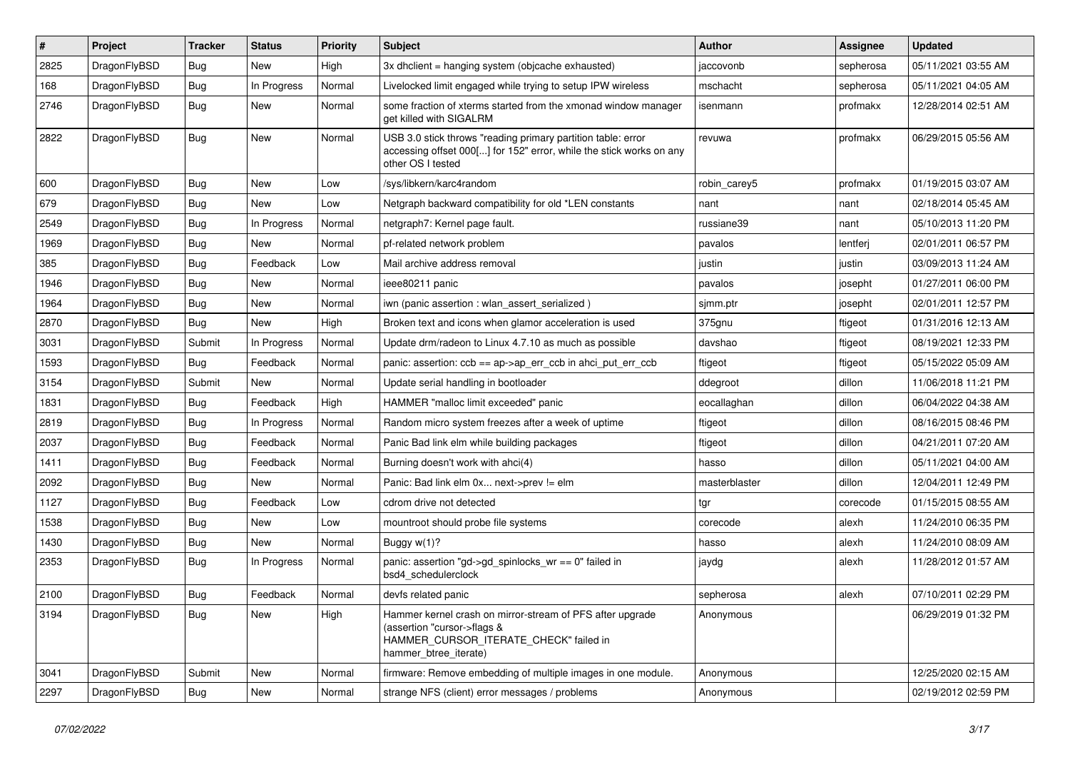| # | Project | Tracker | Status | Priority | Subject | Author | Assignee | Updated |
|---|---|---|---|---|---|---|---|---|
| 2825 | DragonFlyBSD | Bug | New | High | 3x dhclient = hanging system (objcache exhausted) | jaccovonb | sepherosa | 05/11/2021 03:55 AM |
| 168 | DragonFlyBSD | Bug | In Progress | Normal | Livelocked limit engaged while trying to setup IPW wireless | mschacht | sepherosa | 05/11/2021 04:05 AM |
| 2746 | DragonFlyBSD | Bug | New | Normal | some fraction of xterms started from the xmonad window manager get killed with SIGALRM | isenmann | profmakx | 12/28/2014 02:51 AM |
| 2822 | DragonFlyBSD | Bug | New | Normal | USB 3.0 stick throws "reading primary partition table: error accessing offset 000[...] for 152" error, while the stick works on any other OS I tested | revuwa | profmakx | 06/29/2015 05:56 AM |
| 600 | DragonFlyBSD | Bug | New | Low | /sys/libkern/karc4random | robin_carey5 | profmakx | 01/19/2015 03:07 AM |
| 679 | DragonFlyBSD | Bug | New | Low | Netgraph backward compatibility for old *LEN constants | nant | nant | 02/18/2014 05:45 AM |
| 2549 | DragonFlyBSD | Bug | In Progress | Normal | netgraph7: Kernel page fault. | russiane39 | nant | 05/10/2013 11:20 PM |
| 1969 | DragonFlyBSD | Bug | New | Normal | pf-related network problem | pavalos | lentferj | 02/01/2011 06:57 PM |
| 385 | DragonFlyBSD | Bug | Feedback | Low | Mail archive address removal | justin | justin | 03/09/2013 11:24 AM |
| 1946 | DragonFlyBSD | Bug | New | Normal | ieee80211 panic | pavalos | josepht | 01/27/2011 06:00 PM |
| 1964 | DragonFlyBSD | Bug | New | Normal | iwn (panic assertion : wlan_assert_serialized ) | sjmm.ptr | josepht | 02/01/2011 12:57 PM |
| 2870 | DragonFlyBSD | Bug | New | High | Broken text and icons when glamor acceleration is used | 375gnu | ftigeot | 01/31/2016 12:13 AM |
| 3031 | DragonFlyBSD | Submit | In Progress | Normal | Update drm/radeon to Linux 4.7.10 as much as possible | davshao | ftigeot | 08/19/2021 12:33 PM |
| 1593 | DragonFlyBSD | Bug | Feedback | Normal | panic: assertion: ccb == ap->ap_err_ccb in ahci_put_err_ccb | ftigeot | ftigeot | 05/15/2022 05:09 AM |
| 3154 | DragonFlyBSD | Submit | New | Normal | Update serial handling in bootloader | ddegroot | dillon | 11/06/2018 11:21 PM |
| 1831 | DragonFlyBSD | Bug | Feedback | High | HAMMER "malloc limit exceeded" panic | eocallaghan | dillon | 06/04/2022 04:38 AM |
| 2819 | DragonFlyBSD | Bug | In Progress | Normal | Random micro system freezes after a week of uptime | ftigeot | dillon | 08/16/2015 08:46 PM |
| 2037 | DragonFlyBSD | Bug | Feedback | Normal | Panic Bad link elm while building packages | ftigeot | dillon | 04/21/2011 07:20 AM |
| 1411 | DragonFlyBSD | Bug | Feedback | Normal | Burning doesn't work with ahci(4) | hasso | dillon | 05/11/2021 04:00 AM |
| 2092 | DragonFlyBSD | Bug | New | Normal | Panic: Bad link elm 0x... next->prev != elm | masterblaster | dillon | 12/04/2011 12:49 PM |
| 1127 | DragonFlyBSD | Bug | Feedback | Low | cdrom drive not detected | tgr | corecode | 01/15/2015 08:55 AM |
| 1538 | DragonFlyBSD | Bug | New | Low | mountroot should probe file systems | corecode | alexh | 11/24/2010 06:35 PM |
| 1430 | DragonFlyBSD | Bug | New | Normal | Buggy w(1)? | hasso | alexh | 11/24/2010 08:09 AM |
| 2353 | DragonFlyBSD | Bug | In Progress | Normal | panic: assertion "gd->gd_spinlocks_wr == 0" failed in bsd4_schedulerclock | jaydg | alexh | 11/28/2012 01:57 AM |
| 2100 | DragonFlyBSD | Bug | Feedback | Normal | devfs related panic | sepherosa | alexh | 07/10/2011 02:29 PM |
| 3194 | DragonFlyBSD | Bug | New | High | Hammer kernel crash on mirror-stream of PFS after upgrade (assertion "cursor->flags & HAMMER_CURSOR_ITERATE_CHECK" failed in hammer_btree_iterate) | Anonymous | | 06/29/2019 01:32 PM |
| 3041 | DragonFlyBSD | Submit | New | Normal | firmware: Remove embedding of multiple images in one module. | Anonymous | | 12/25/2020 02:15 AM |
| 2297 | DragonFlyBSD | Bug | New | Normal | strange NFS (client) error messages / problems | Anonymous | | 02/19/2012 02:59 PM |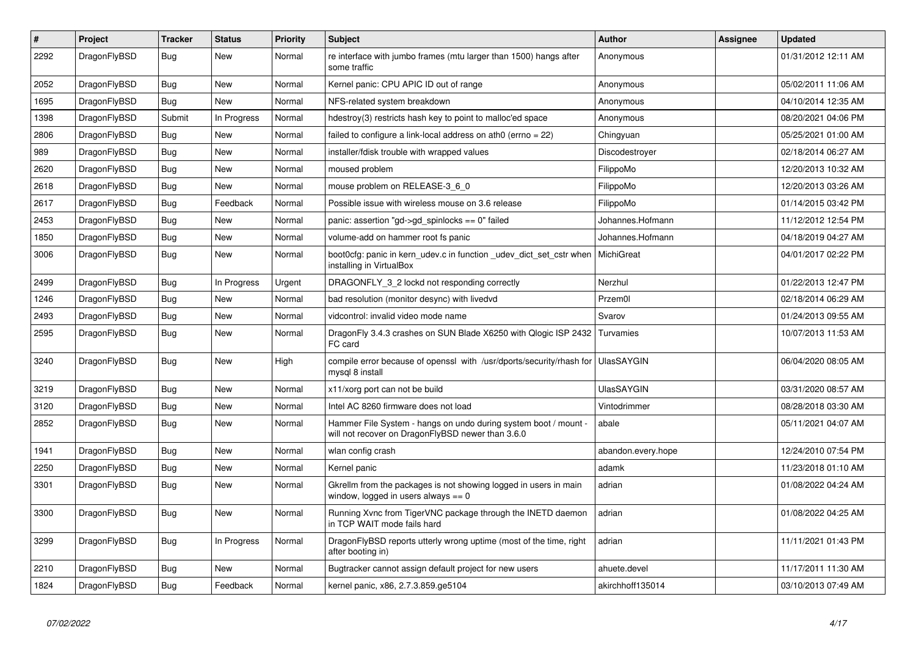| # | Project | Tracker | Status | Priority | Subject | Author | Assignee | Updated |
|---|---|---|---|---|---|---|---|---|
| 2292 | DragonFlyBSD | Bug | New | Normal | re interface with jumbo frames (mtu larger than 1500) hangs after some traffic | Anonymous | | 01/31/2012 12:11 AM |
| 2052 | DragonFlyBSD | Bug | New | Normal | Kernel panic: CPU APIC ID out of range | Anonymous | | 05/02/2011 11:06 AM |
| 1695 | DragonFlyBSD | Bug | New | Normal | NFS-related system breakdown | Anonymous | | 04/10/2014 12:35 AM |
| 1398 | DragonFlyBSD | Submit | In Progress | Normal | hdestroy(3) restricts hash key to point to malloc'ed space | Anonymous | | 08/20/2021 04:06 PM |
| 2806 | DragonFlyBSD | Bug | New | Normal | failed to configure a link-local address on ath0 (errno = 22) | Chingyuan | | 05/25/2021 01:00 AM |
| 989 | DragonFlyBSD | Bug | New | Normal | installer/fdisk trouble with wrapped values | Discodestroyer | | 02/18/2014 06:27 AM |
| 2620 | DragonFlyBSD | Bug | New | Normal | moused problem | FilippoMo | | 12/20/2013 10:32 AM |
| 2618 | DragonFlyBSD | Bug | New | Normal | mouse problem on RELEASE-3_6_0 | FilippoMo | | 12/20/2013 03:26 AM |
| 2617 | DragonFlyBSD | Bug | Feedback | Normal | Possible issue with wireless mouse on 3.6 release | FilippoMo | | 01/14/2015 03:42 PM |
| 2453 | DragonFlyBSD | Bug | New | Normal | panic: assertion "gd->gd_spinlocks == 0" failed | Johannes.Hofmann | | 11/12/2012 12:54 PM |
| 1850 | DragonFlyBSD | Bug | New | Normal | volume-add on hammer root fs panic | Johannes.Hofmann | | 04/18/2019 04:27 AM |
| 3006 | DragonFlyBSD | Bug | New | Normal | boot0cfg: panic in kern_udev.c in function _udev_dict_set_cstr when installing in VirtualBox | MichiGreat | | 04/01/2017 02:22 PM |
| 2499 | DragonFlyBSD | Bug | In Progress | Urgent | DRAGONFLY_3_2 lockd not responding correctly | Nerzhul | | 01/22/2013 12:47 PM |
| 1246 | DragonFlyBSD | Bug | New | Normal | bad resolution (monitor desync) with livedvd | Przem0l | | 02/18/2014 06:29 AM |
| 2493 | DragonFlyBSD | Bug | New | Normal | vidcontrol: invalid video mode name | Svarov | | 01/24/2013 09:55 AM |
| 2595 | DragonFlyBSD | Bug | New | Normal | DragonFly 3.4.3 crashes on SUN Blade X6250 with Qlogic ISP 2432 FC card | Turvamies | | 10/07/2013 11:53 AM |
| 3240 | DragonFlyBSD | Bug | New | High | compile error because of openssl with /usr/dports/security/rhash for mysql 8 install | UlasSAYGIN | | 06/04/2020 08:05 AM |
| 3219 | DragonFlyBSD | Bug | New | Normal | x11/xorg port can not be build | UlasSAYGIN | | 03/31/2020 08:57 AM |
| 3120 | DragonFlyBSD | Bug | New | Normal | Intel AC 8260 firmware does not load | Vintodrimmer | | 08/28/2018 03:30 AM |
| 2852 | DragonFlyBSD | Bug | New | Normal | Hammer File System - hangs on undo during system boot / mount - will not recover on DragonFlyBSD newer than 3.6.0 | abale | | 05/11/2021 04:07 AM |
| 1941 | DragonFlyBSD | Bug | New | Normal | wlan config crash | abandon.every.hope | | 12/24/2010 07:54 PM |
| 2250 | DragonFlyBSD | Bug | New | Normal | Kernel panic | adamk | | 11/23/2018 01:10 AM |
| 3301 | DragonFlyBSD | Bug | New | Normal | Gkrellm from the packages is not showing logged in users in main window, logged in users always == 0 | adrian | | 01/08/2022 04:24 AM |
| 3300 | DragonFlyBSD | Bug | New | Normal | Running Xvnc from TigerVNC package through the INETD daemon in TCP WAIT mode fails hard | adrian | | 01/08/2022 04:25 AM |
| 3299 | DragonFlyBSD | Bug | In Progress | Normal | DragonFlyBSD reports utterly wrong uptime (most of the time, right after booting in) | adrian | | 11/11/2021 01:43 PM |
| 2210 | DragonFlyBSD | Bug | New | Normal | Bugtracker cannot assign default project for new users | ahuete.devel | | 11/17/2011 11:30 AM |
| 1824 | DragonFlyBSD | Bug | Feedback | Normal | kernel panic, x86, 2.7.3.859.ge5104 | akirchhoff135014 | | 03/10/2013 07:49 AM |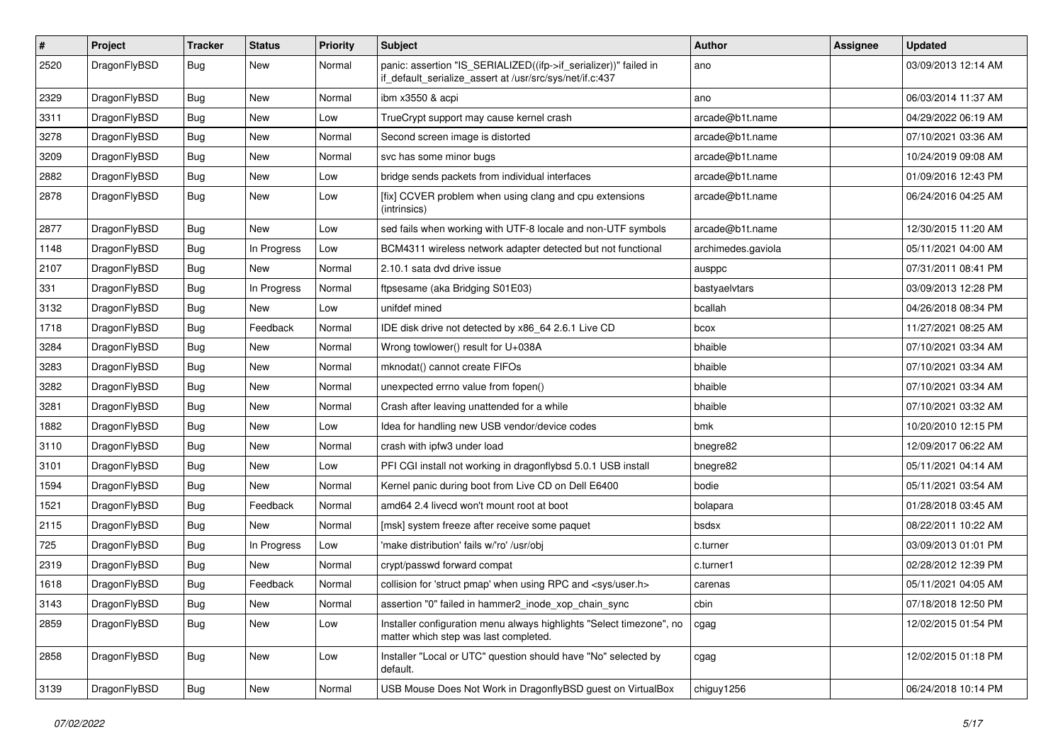| # | Project | Tracker | Status | Priority | Subject | Author | Assignee | Updated |
|---|---|---|---|---|---|---|---|---|
| 2520 | DragonFlyBSD | Bug | New | Normal | panic: assertion "IS_SERIALIZED((ifp->if_serializer))" failed in if_default_serialize_assert at /usr/src/sys/net/if.c:437 | ano | | 03/09/2013 12:14 AM |
| 2329 | DragonFlyBSD | Bug | New | Normal | ibm x3550 & acpi | ano | | 06/03/2014 11:37 AM |
| 3311 | DragonFlyBSD | Bug | New | Low | TrueCrypt support may cause kernel crash | arcade@b1t.name | | 04/29/2022 06:19 AM |
| 3278 | DragonFlyBSD | Bug | New | Normal | Second screen image is distorted | arcade@b1t.name | | 07/10/2021 03:36 AM |
| 3209 | DragonFlyBSD | Bug | New | Normal | svc has some minor bugs | arcade@b1t.name | | 10/24/2019 09:08 AM |
| 2882 | DragonFlyBSD | Bug | New | Low | bridge sends packets from individual interfaces | arcade@b1t.name | | 01/09/2016 12:43 PM |
| 2878 | DragonFlyBSD | Bug | New | Low | [fix] CCVER problem when using clang and cpu extensions (intrinsics) | arcade@b1t.name | | 06/24/2016 04:25 AM |
| 2877 | DragonFlyBSD | Bug | New | Low | sed fails when working with UTF-8 locale and non-UTF symbols | arcade@b1t.name | | 12/30/2015 11:20 AM |
| 1148 | DragonFlyBSD | Bug | In Progress | Low | BCM4311 wireless network adapter detected but not functional | archimedes.gaviola | | 05/11/2021 04:00 AM |
| 2107 | DragonFlyBSD | Bug | New | Normal | 2.10.1 sata dvd drive issue | ausppc | | 07/31/2011 08:41 PM |
| 331 | DragonFlyBSD | Bug | In Progress | Normal | ftpsesame (aka Bridging S01E03) | bastyaelvtars | | 03/09/2013 12:28 PM |
| 3132 | DragonFlyBSD | Bug | New | Low | unifdef mined | bcallah | | 04/26/2018 08:34 PM |
| 1718 | DragonFlyBSD | Bug | Feedback | Normal | IDE disk drive not detected by x86_64 2.6.1 Live CD | bcox | | 11/27/2021 08:25 AM |
| 3284 | DragonFlyBSD | Bug | New | Normal | Wrong towlower() result for U+038A | bhaible | | 07/10/2021 03:34 AM |
| 3283 | DragonFlyBSD | Bug | New | Normal | mknodat() cannot create FIFOs | bhaible | | 07/10/2021 03:34 AM |
| 3282 | DragonFlyBSD | Bug | New | Normal | unexpected errno value from fopen() | bhaible | | 07/10/2021 03:34 AM |
| 3281 | DragonFlyBSD | Bug | New | Normal | Crash after leaving unattended for a while | bhaible | | 07/10/2021 03:32 AM |
| 1882 | DragonFlyBSD | Bug | New | Low | Idea for handling new USB vendor/device codes | bmk | | 10/20/2010 12:15 PM |
| 3110 | DragonFlyBSD | Bug | New | Normal | crash with ipfw3 under load | bnegre82 | | 12/09/2017 06:22 AM |
| 3101 | DragonFlyBSD | Bug | New | Low | PFI CGI install not working in dragonflybsd 5.0.1 USB install | bnegre82 | | 05/11/2021 04:14 AM |
| 1594 | DragonFlyBSD | Bug | New | Normal | Kernel panic during boot from Live CD on Dell E6400 | bodie | | 05/11/2021 03:54 AM |
| 1521 | DragonFlyBSD | Bug | Feedback | Normal | amd64 2.4 livecd won't mount root at boot | bolapara | | 01/28/2018 03:45 AM |
| 2115 | DragonFlyBSD | Bug | New | Normal | [msk] system freeze after receive some paquet | bsdsx | | 08/22/2011 10:22 AM |
| 725 | DragonFlyBSD | Bug | In Progress | Low | 'make distribution' fails w/'ro' /usr/obj | c.turner | | 03/09/2013 01:01 PM |
| 2319 | DragonFlyBSD | Bug | New | Normal | crypt/passwd forward compat | c.turner1 | | 02/28/2012 12:39 PM |
| 1618 | DragonFlyBSD | Bug | Feedback | Normal | collision for 'struct pmap' when using RPC and <sys/user.h> | carenas | | 05/11/2021 04:05 AM |
| 3143 | DragonFlyBSD | Bug | New | Normal | assertion "0" failed in hammer2_inode_xop_chain_sync | cbin | | 07/18/2018 12:50 PM |
| 2859 | DragonFlyBSD | Bug | New | Low | Installer configuration menu always highlights "Select timezone", no matter which step was last completed. | cgag | | 12/02/2015 01:54 PM |
| 2858 | DragonFlyBSD | Bug | New | Low | Installer "Local or UTC" question should have "No" selected by default. | cgag | | 12/02/2015 01:18 PM |
| 3139 | DragonFlyBSD | Bug | New | Normal | USB Mouse Does Not Work in DragonflyBSD guest on VirtualBox | chiguy1256 | | 06/24/2018 10:14 PM |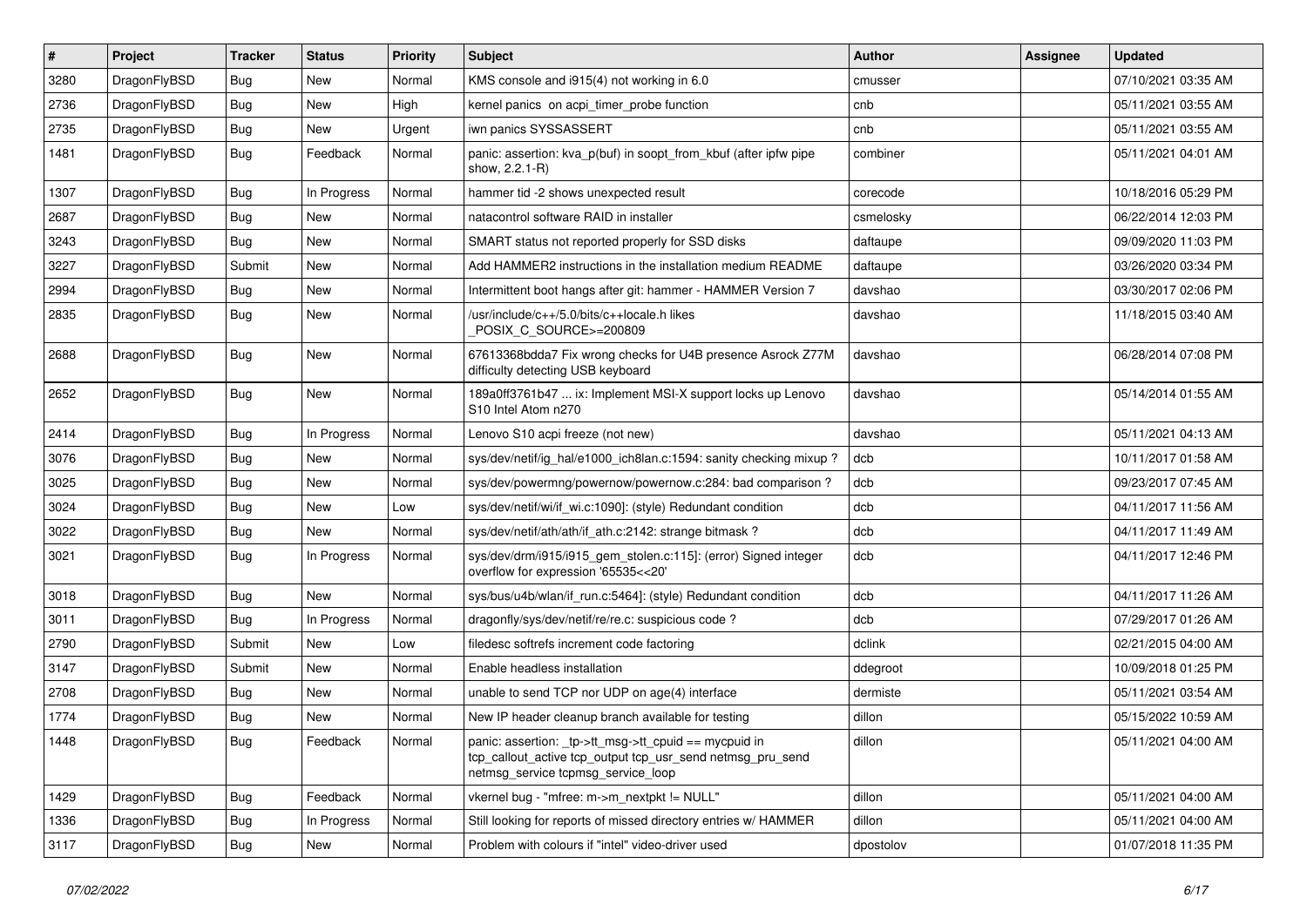| # | Project | Tracker | Status | Priority | Subject | Author | Assignee | Updated |
|---|---|---|---|---|---|---|---|---|
| 3280 | DragonFlyBSD | Bug | New | Normal | KMS console and i915(4) not working in 6.0 | cmusser | | 07/10/2021 03:35 AM |
| 2736 | DragonFlyBSD | Bug | New | High | kernel panics on acpi_timer_probe function | cnb | | 05/11/2021 03:55 AM |
| 2735 | DragonFlyBSD | Bug | New | Urgent | iwn panics SYSSASSERT | cnb | | 05/11/2021 03:55 AM |
| 1481 | DragonFlyBSD | Bug | Feedback | Normal | panic: assertion: kva_p(buf) in soopt_from_kbuf (after ipfw pipe show, 2.2.1-R) | combiner | | 05/11/2021 04:01 AM |
| 1307 | DragonFlyBSD | Bug | In Progress | Normal | hammer tid -2 shows unexpected result | corecode | | 10/18/2016 05:29 PM |
| 2687 | DragonFlyBSD | Bug | New | Normal | natacontrol software RAID in installer | csmelosky | | 06/22/2014 12:03 PM |
| 3243 | DragonFlyBSD | Bug | New | Normal | SMART status not reported properly for SSD disks | daftaupe | | 09/09/2020 11:03 PM |
| 3227 | DragonFlyBSD | Submit | New | Normal | Add HAMMER2 instructions in the installation medium README | daftaupe | | 03/26/2020 03:34 PM |
| 2994 | DragonFlyBSD | Bug | New | Normal | Intermittent boot hangs after git: hammer - HAMMER Version 7 | davshao | | 03/30/2017 02:06 PM |
| 2835 | DragonFlyBSD | Bug | New | Normal | /usr/include/c++/5.0/bits/c++locale.h likes _POSIX_C_SOURCE>=200809 | davshao | | 11/18/2015 03:40 AM |
| 2688 | DragonFlyBSD | Bug | New | Normal | 67613368bdda7 Fix wrong checks for U4B presence Asrock Z77M difficulty detecting USB keyboard | davshao | | 06/28/2014 07:08 PM |
| 2652 | DragonFlyBSD | Bug | New | Normal | 189a0ff3761b47 ... ix: Implement MSI-X support locks up Lenovo S10 Intel Atom n270 | davshao | | 05/14/2014 01:55 AM |
| 2414 | DragonFlyBSD | Bug | In Progress | Normal | Lenovo S10 acpi freeze (not new) | davshao | | 05/11/2021 04:13 AM |
| 3076 | DragonFlyBSD | Bug | New | Normal | sys/dev/netif/ig_hal/e1000_ich8lan.c:1594: sanity checking mixup ? | dcb | | 10/11/2017 01:58 AM |
| 3025 | DragonFlyBSD | Bug | New | Normal | sys/dev/powermng/powernow/powernow.c:284: bad comparison ? | dcb | | 09/23/2017 07:45 AM |
| 3024 | DragonFlyBSD | Bug | New | Low | sys/dev/netif/wi/if_wi.c:1090]: (style) Redundant condition | dcb | | 04/11/2017 11:56 AM |
| 3022 | DragonFlyBSD | Bug | New | Normal | sys/dev/netif/ath/ath/if_ath.c:2142: strange bitmask ? | dcb | | 04/11/2017 11:49 AM |
| 3021 | DragonFlyBSD | Bug | In Progress | Normal | sys/dev/drm/i915/i915_gem_stolen.c:115]: (error) Signed integer overflow for expression '65535<<20' | dcb | | 04/11/2017 12:46 PM |
| 3018 | DragonFlyBSD | Bug | New | Normal | sys/bus/u4b/wlan/if_run.c:5464]: (style) Redundant condition | dcb | | 04/11/2017 11:26 AM |
| 3011 | DragonFlyBSD | Bug | In Progress | Normal | dragonfly/sys/dev/netif/re/re.c: suspicious code ? | dcb | | 07/29/2017 01:26 AM |
| 2790 | DragonFlyBSD | Submit | New | Low | filedesc softrefs increment code factoring | dclink | | 02/21/2015 04:00 AM |
| 3147 | DragonFlyBSD | Submit | New | Normal | Enable headless installation | ddegroot | | 10/09/2018 01:25 PM |
| 2708 | DragonFlyBSD | Bug | New | Normal | unable to send TCP nor UDP on age(4) interface | dermiste | | 05/11/2021 03:54 AM |
| 1774 | DragonFlyBSD | Bug | New | Normal | New IP header cleanup branch available for testing | dillon | | 05/15/2022 10:59 AM |
| 1448 | DragonFlyBSD | Bug | Feedback | Normal | panic: assertion: _tp->tt_msg->tt_cpuid == mycpuid in tcp_callout_active tcp_output tcp_usr_send netmsg_pru_send netmsg_service tcpmsg_service_loop | dillon | | 05/11/2021 04:00 AM |
| 1429 | DragonFlyBSD | Bug | Feedback | Normal | vkernel bug - "mfree: m->m_nextpkt != NULL" | dillon | | 05/11/2021 04:00 AM |
| 1336 | DragonFlyBSD | Bug | In Progress | Normal | Still looking for reports of missed directory entries w/ HAMMER | dillon | | 05/11/2021 04:00 AM |
| 3117 | DragonFlyBSD | Bug | New | Normal | Problem with colours if "intel" video-driver used | dpostolov | | 01/07/2018 11:35 PM |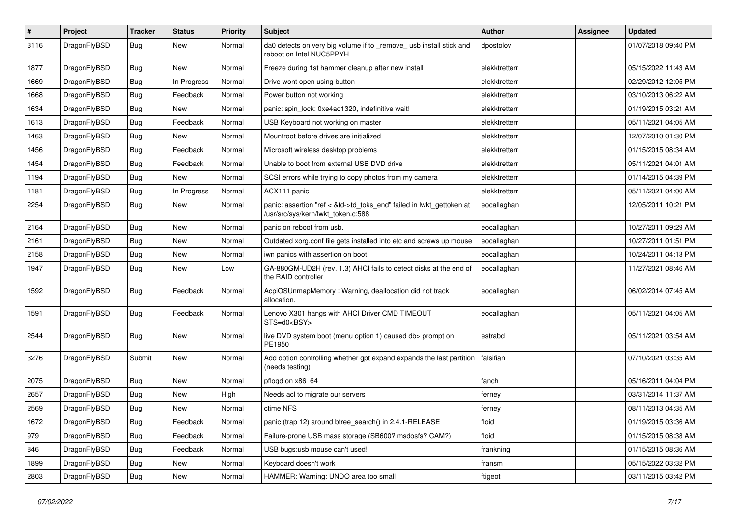| # | Project | Tracker | Status | Priority | Subject | Author | Assignee | Updated |
|---|---|---|---|---|---|---|---|---|
| 3116 | DragonFlyBSD | Bug | New | Normal | da0 detects on very big volume if to _remove_ usb install stick and reboot on Intel NUC5PPYH | dpostolov | | 01/07/2018 09:40 PM |
| 1877 | DragonFlyBSD | Bug | New | Normal | Freeze during 1st hammer cleanup after new install | elekktretterr | | 05/15/2022 11:43 AM |
| 1669 | DragonFlyBSD | Bug | In Progress | Normal | Drive wont open using button | elekktretterr | | 02/29/2012 12:05 PM |
| 1668 | DragonFlyBSD | Bug | Feedback | Normal | Power button not working | elekktretterr | | 03/10/2013 06:22 AM |
| 1634 | DragonFlyBSD | Bug | New | Normal | panic: spin_lock: 0xe4ad1320, indefinitive wait! | elekktretterr | | 01/19/2015 03:21 AM |
| 1613 | DragonFlyBSD | Bug | Feedback | Normal | USB Keyboard not working on master | elekktretterr | | 05/11/2021 04:05 AM |
| 1463 | DragonFlyBSD | Bug | New | Normal | Mountroot before drives are initialized | elekktretterr | | 12/07/2010 01:30 PM |
| 1456 | DragonFlyBSD | Bug | Feedback | Normal | Microsoft wireless desktop problems | elekktretterr | | 01/15/2015 08:34 AM |
| 1454 | DragonFlyBSD | Bug | Feedback | Normal | Unable to boot from external USB DVD drive | elekktretterr | | 05/11/2021 04:01 AM |
| 1194 | DragonFlyBSD | Bug | New | Normal | SCSI errors while trying to copy photos from my camera | elekktretterr | | 01/14/2015 04:39 PM |
| 1181 | DragonFlyBSD | Bug | In Progress | Normal | ACX111 panic | elekktretterr | | 05/11/2021 04:00 AM |
| 2254 | DragonFlyBSD | Bug | New | Normal | panic: assertion "ref < &td->td_toks_end" failed in lwkt_gettoken at /usr/src/sys/kern/lwkt_token.c:588 | eocallaghan | | 12/05/2011 10:21 PM |
| 2164 | DragonFlyBSD | Bug | New | Normal | panic on reboot from usb. | eocallaghan | | 10/27/2011 09:29 AM |
| 2161 | DragonFlyBSD | Bug | New | Normal | Outdated xorg.conf file gets installed into etc and screws up mouse | eocallaghan | | 10/27/2011 01:51 PM |
| 2158 | DragonFlyBSD | Bug | New | Normal | iwn panics with assertion on boot. | eocallaghan | | 10/24/2011 04:13 PM |
| 1947 | DragonFlyBSD | Bug | New | Low | GA-880GM-UD2H (rev. 1.3) AHCI fails to detect disks at the end of the RAID controller | eocallaghan | | 11/27/2021 08:46 AM |
| 1592 | DragonFlyBSD | Bug | Feedback | Normal | AcpiOSUnmapMemory : Warning, deallocation did not track allocation. | eocallaghan | | 06/02/2014 07:45 AM |
| 1591 | DragonFlyBSD | Bug | Feedback | Normal | Lenovo X301 hangs with AHCI Driver CMD TIMEOUT STS=d0<BSY> | eocallaghan | | 05/11/2021 04:05 AM |
| 2544 | DragonFlyBSD | Bug | New | Normal | live DVD system boot (menu option 1) caused db> prompt on PE1950 | estrabd | | 05/11/2021 03:54 AM |
| 3276 | DragonFlyBSD | Submit | New | Normal | Add option controlling whether gpt expand expands the last partition (needs testing) | falsifian | | 07/10/2021 03:35 AM |
| 2075 | DragonFlyBSD | Bug | New | Normal | pflogd on x86_64 | fanch | | 05/16/2011 04:04 PM |
| 2657 | DragonFlyBSD | Bug | New | High | Needs acl to migrate our servers | ferney | | 03/31/2014 11:37 AM |
| 2569 | DragonFlyBSD | Bug | New | Normal | ctime NFS | ferney | | 08/11/2013 04:35 AM |
| 1672 | DragonFlyBSD | Bug | Feedback | Normal | panic (trap 12) around btree_search() in 2.4.1-RELEASE | floid | | 01/19/2015 03:36 AM |
| 979 | DragonFlyBSD | Bug | Feedback | Normal | Failure-prone USB mass storage (SB600? msdosfs? CAM?) | floid | | 01/15/2015 08:38 AM |
| 846 | DragonFlyBSD | Bug | Feedback | Normal | USB bugs:usb mouse can't used! | frankning | | 01/15/2015 08:36 AM |
| 1899 | DragonFlyBSD | Bug | New | Normal | Keyboard doesn't work | fransm | | 05/15/2022 03:32 PM |
| 2803 | DragonFlyBSD | Bug | New | Normal | HAMMER: Warning: UNDO area too small! | ftigeot | | 03/11/2015 03:42 PM |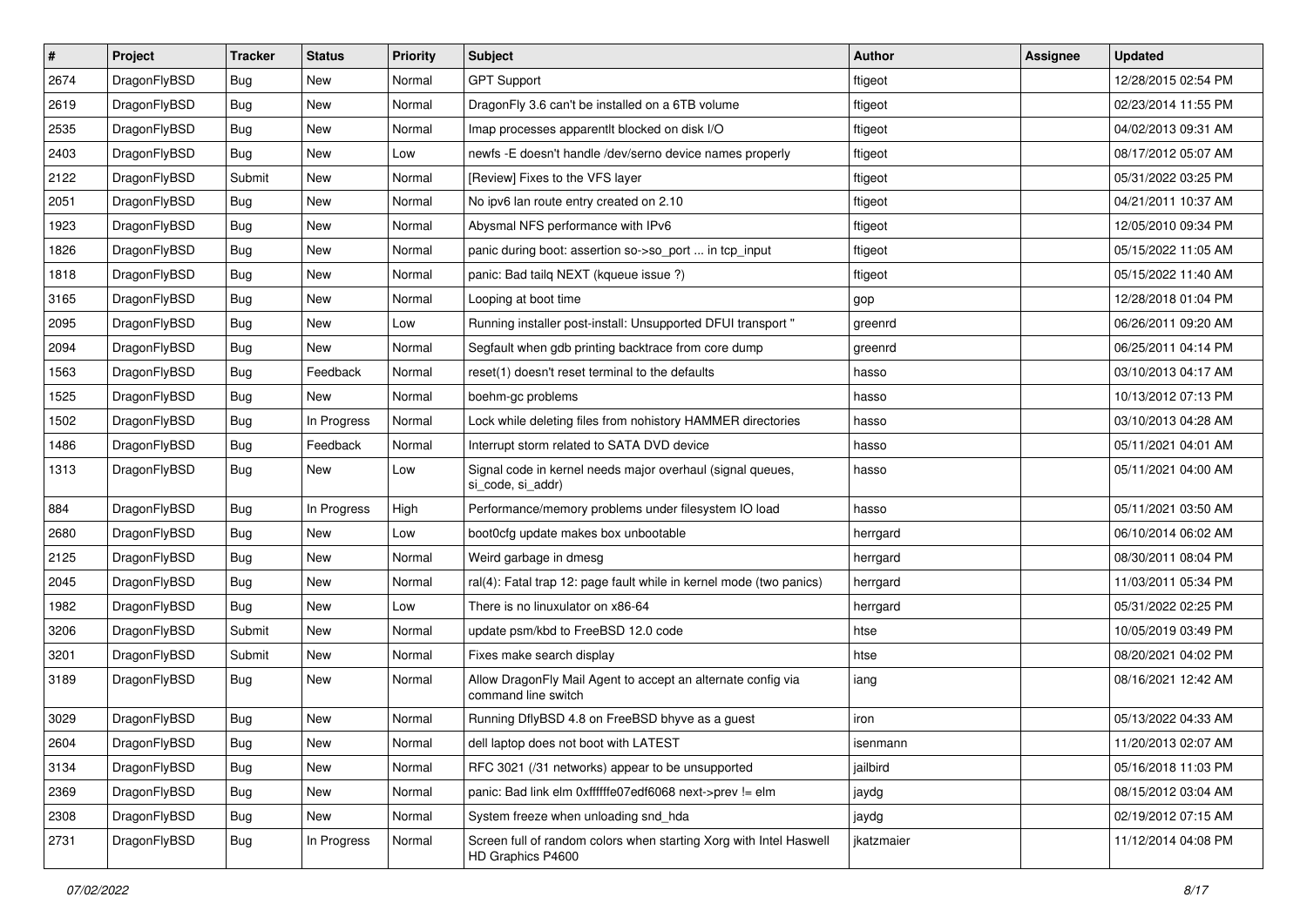| # | Project | Tracker | Status | Priority | Subject | Author | Assignee | Updated |
|---|---|---|---|---|---|---|---|---|
| 2674 | DragonFlyBSD | Bug | New | Normal | GPT Support | ftigeot | | 12/28/2015 02:54 PM |
| 2619 | DragonFlyBSD | Bug | New | Normal | DragonFly 3.6 can't be installed on a 6TB volume | ftigeot | | 02/23/2014 11:55 PM |
| 2535 | DragonFlyBSD | Bug | New | Normal | Imap processes apparentlt blocked on disk I/O | ftigeot | | 04/02/2013 09:31 AM |
| 2403 | DragonFlyBSD | Bug | New | Low | newfs -E doesn't handle /dev/serno device names properly | ftigeot | | 08/17/2012 05:07 AM |
| 2122 | DragonFlyBSD | Submit | New | Normal | [Review] Fixes to the VFS layer | ftigeot | | 05/31/2022 03:25 PM |
| 2051 | DragonFlyBSD | Bug | New | Normal | No ipv6 lan route entry created on 2.10 | ftigeot | | 04/21/2011 10:37 AM |
| 1923 | DragonFlyBSD | Bug | New | Normal | Abysmal NFS performance with IPv6 | ftigeot | | 12/05/2010 09:34 PM |
| 1826 | DragonFlyBSD | Bug | New | Normal | panic during boot: assertion so->so_port ... in tcp_input | ftigeot | | 05/15/2022 11:05 AM |
| 1818 | DragonFlyBSD | Bug | New | Normal | panic: Bad tailq NEXT (kqueue issue ?) | ftigeot | | 05/15/2022 11:40 AM |
| 3165 | DragonFlyBSD | Bug | New | Normal | Looping at boot time | gop | | 12/28/2018 01:04 PM |
| 2095 | DragonFlyBSD | Bug | New | Low | Running installer post-install: Unsupported DFUI transport " | greenrd | | 06/26/2011 09:20 AM |
| 2094 | DragonFlyBSD | Bug | New | Normal | Segfault when gdb printing backtrace from core dump | greenrd | | 06/25/2011 04:14 PM |
| 1563 | DragonFlyBSD | Bug | Feedback | Normal | reset(1) doesn't reset terminal to the defaults | hasso | | 03/10/2013 04:17 AM |
| 1525 | DragonFlyBSD | Bug | New | Normal | boehm-gc problems | hasso | | 10/13/2012 07:13 PM |
| 1502 | DragonFlyBSD | Bug | In Progress | Normal | Lock while deleting files from nohistory HAMMER directories | hasso | | 03/10/2013 04:28 AM |
| 1486 | DragonFlyBSD | Bug | Feedback | Normal | Interrupt storm related to SATA DVD device | hasso | | 05/11/2021 04:01 AM |
| 1313 | DragonFlyBSD | Bug | New | Low | Signal code in kernel needs major overhaul (signal queues, si_code, si_addr) | hasso | | 05/11/2021 04:00 AM |
| 884 | DragonFlyBSD | Bug | In Progress | High | Performance/memory problems under filesystem IO load | hasso | | 05/11/2021 03:50 AM |
| 2680 | DragonFlyBSD | Bug | New | Low | boot0cfg update makes box unbootable | herrgard | | 06/10/2014 06:02 AM |
| 2125 | DragonFlyBSD | Bug | New | Normal | Weird garbage in dmesg | herrgard | | 08/30/2011 08:04 PM |
| 2045 | DragonFlyBSD | Bug | New | Normal | ral(4): Fatal trap 12: page fault while in kernel mode (two panics) | herrgard | | 11/03/2011 05:34 PM |
| 1982 | DragonFlyBSD | Bug | New | Low | There is no linuxulator on x86-64 | herrgard | | 05/31/2022 02:25 PM |
| 3206 | DragonFlyBSD | Submit | New | Normal | update psm/kbd to FreeBSD 12.0 code | htse | | 10/05/2019 03:49 PM |
| 3201 | DragonFlyBSD | Submit | New | Normal | Fixes make search display | htse | | 08/20/2021 04:02 PM |
| 3189 | DragonFlyBSD | Bug | New | Normal | Allow DragonFly Mail Agent to accept an alternate config via command line switch | iang | | 08/16/2021 12:42 AM |
| 3029 | DragonFlyBSD | Bug | New | Normal | Running DflyBSD 4.8 on FreeBSD bhyve as a guest | iron | | 05/13/2022 04:33 AM |
| 2604 | DragonFlyBSD | Bug | New | Normal | dell laptop does not boot with LATEST | isenmann | | 11/20/2013 02:07 AM |
| 3134 | DragonFlyBSD | Bug | New | Normal | RFC 3021 (/31 networks) appear to be unsupported | jailbird | | 05/16/2018 11:03 PM |
| 2369 | DragonFlyBSD | Bug | New | Normal | panic: Bad link elm 0xffffffe07edf6068 next->prev != elm | jaydg | | 08/15/2012 03:04 AM |
| 2308 | DragonFlyBSD | Bug | New | Normal | System freeze when unloading snd_hda | jaydg | | 02/19/2012 07:15 AM |
| 2731 | DragonFlyBSD | Bug | In Progress | Normal | Screen full of random colors when starting Xorg with Intel Haswell HD Graphics P4600 | jkatzmaier | | 11/12/2014 04:08 PM |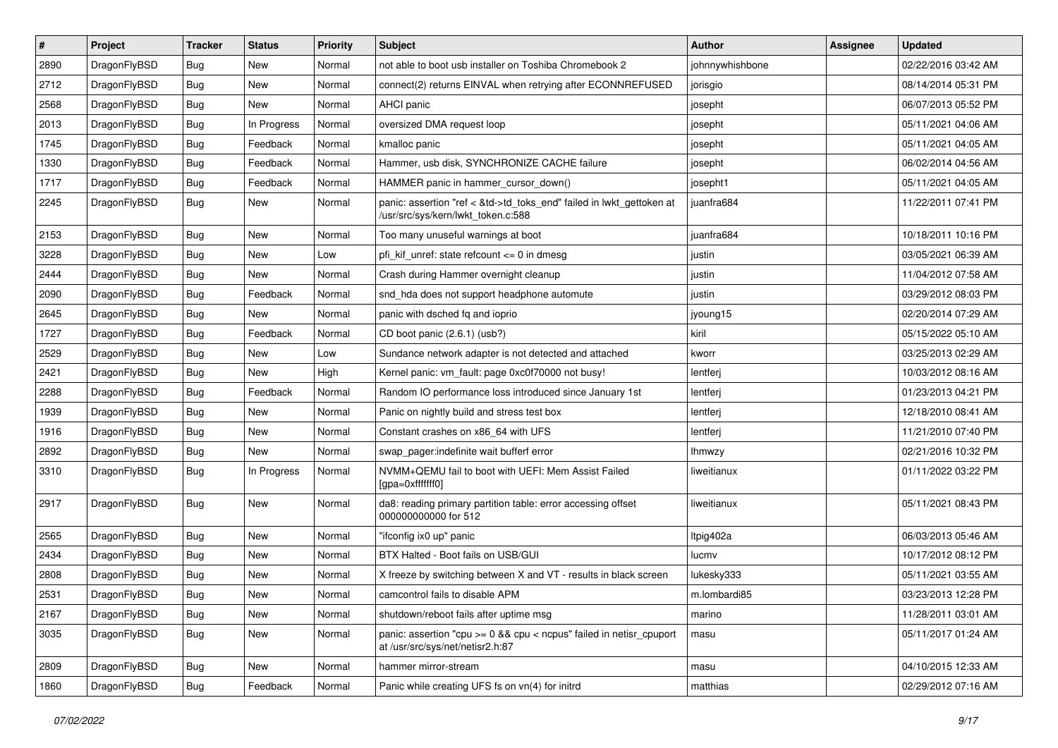| # | Project | Tracker | Status | Priority | Subject | Author | Assignee | Updated |
|---|---|---|---|---|---|---|---|---|
| 2890 | DragonFlyBSD | Bug | New | Normal | not able to boot usb installer on Toshiba Chromebook 2 | johnnywhishbone | | 02/22/2016 03:42 AM |
| 2712 | DragonFlyBSD | Bug | New | Normal | connect(2) returns EINVAL when retrying after ECONNREFUSED | jorisgio | | 08/14/2014 05:31 PM |
| 2568 | DragonFlyBSD | Bug | New | Normal | AHCI panic | josepht | | 06/07/2013 05:52 PM |
| 2013 | DragonFlyBSD | Bug | In Progress | Normal | oversized DMA request loop | josepht | | 05/11/2021 04:06 AM |
| 1745 | DragonFlyBSD | Bug | Feedback | Normal | kmalloc panic | josepht | | 05/11/2021 04:05 AM |
| 1330 | DragonFlyBSD | Bug | Feedback | Normal | Hammer, usb disk, SYNCHRONIZE CACHE failure | josepht | | 06/02/2014 04:56 AM |
| 1717 | DragonFlyBSD | Bug | Feedback | Normal | HAMMER panic in hammer_cursor_down() | josepht1 | | 05/11/2021 04:05 AM |
| 2245 | DragonFlyBSD | Bug | New | Normal | panic: assertion "ref < &td->td_toks_end" failed in lwkt_gettoken at /usr/src/sys/kern/lwkt_token.c:588 | juanfra684 | | 11/22/2011 07:41 PM |
| 2153 | DragonFlyBSD | Bug | New | Normal | Too many unuseful warnings at boot | juanfra684 | | 10/18/2011 10:16 PM |
| 3228 | DragonFlyBSD | Bug | New | Low | pfi_kif_unref: state refcount <= 0 in dmesg | justin | | 03/05/2021 06:39 AM |
| 2444 | DragonFlyBSD | Bug | New | Normal | Crash during Hammer overnight cleanup | justin | | 11/04/2012 07:58 AM |
| 2090 | DragonFlyBSD | Bug | Feedback | Normal | snd_hda does not support headphone automute | justin | | 03/29/2012 08:03 PM |
| 2645 | DragonFlyBSD | Bug | New | Normal | panic with dsched fq and ioprio | jyoung15 | | 02/20/2014 07:29 AM |
| 1727 | DragonFlyBSD | Bug | Feedback | Normal | CD boot panic (2.6.1) (usb?) | kiril | | 05/15/2022 05:10 AM |
| 2529 | DragonFlyBSD | Bug | New | Low | Sundance network adapter is not detected and attached | kworr | | 03/25/2013 02:29 AM |
| 2421 | DragonFlyBSD | Bug | New | High | Kernel panic: vm_fault: page 0xc0f70000 not busy! | lentferj | | 10/03/2012 08:16 AM |
| 2288 | DragonFlyBSD | Bug | Feedback | Normal | Random IO performance loss introduced since January 1st | lentferj | | 01/23/2013 04:21 PM |
| 1939 | DragonFlyBSD | Bug | New | Normal | Panic on nightly build and stress test box | lentferj | | 12/18/2010 08:41 AM |
| 1916 | DragonFlyBSD | Bug | New | Normal | Constant crashes on x86_64 with UFS | lentferj | | 11/21/2010 07:40 PM |
| 2892 | DragonFlyBSD | Bug | New | Normal | swap_pager:indefinite wait bufferf error | lhmwzy | | 02/21/2016 10:32 PM |
| 3310 | DragonFlyBSD | Bug | In Progress | Normal | NVMM+QEMU fail to boot with UEFI: Mem Assist Failed [gpa=0xfffffff0] | liweitianux | | 01/11/2022 03:22 PM |
| 2917 | DragonFlyBSD | Bug | New | Normal | da8: reading primary partition table: error accessing offset 000000000000 for 512 | liweitianux | | 05/11/2021 08:43 PM |
| 2565 | DragonFlyBSD | Bug | New | Normal | "ifconfig ix0 up" panic | ltpig402a | | 06/03/2013 05:46 AM |
| 2434 | DragonFlyBSD | Bug | New | Normal | BTX Halted - Boot fails on USB/GUI | lucmv | | 10/17/2012 08:12 PM |
| 2808 | DragonFlyBSD | Bug | New | Normal | X freeze by switching between X and VT - results in black screen | lukesky333 | | 05/11/2021 03:55 AM |
| 2531 | DragonFlyBSD | Bug | New | Normal | camcontrol fails to disable APM | m.lombardi85 | | 03/23/2013 12:28 PM |
| 2167 | DragonFlyBSD | Bug | New | Normal | shutdown/reboot fails after uptime msg | marino | | 11/28/2011 03:01 AM |
| 3035 | DragonFlyBSD | Bug | New | Normal | panic: assertion "cpu >= 0 && cpu < ncpus" failed in netisr_cpuport at /usr/src/sys/net/netisr2.h:87 | masu | | 05/11/2017 01:24 AM |
| 2809 | DragonFlyBSD | Bug | New | Normal | hammer mirror-stream | masu | | 04/10/2015 12:33 AM |
| 1860 | DragonFlyBSD | Bug | Feedback | Normal | Panic while creating UFS fs on vn(4) for initrd | matthias | | 02/29/2012 07:16 AM |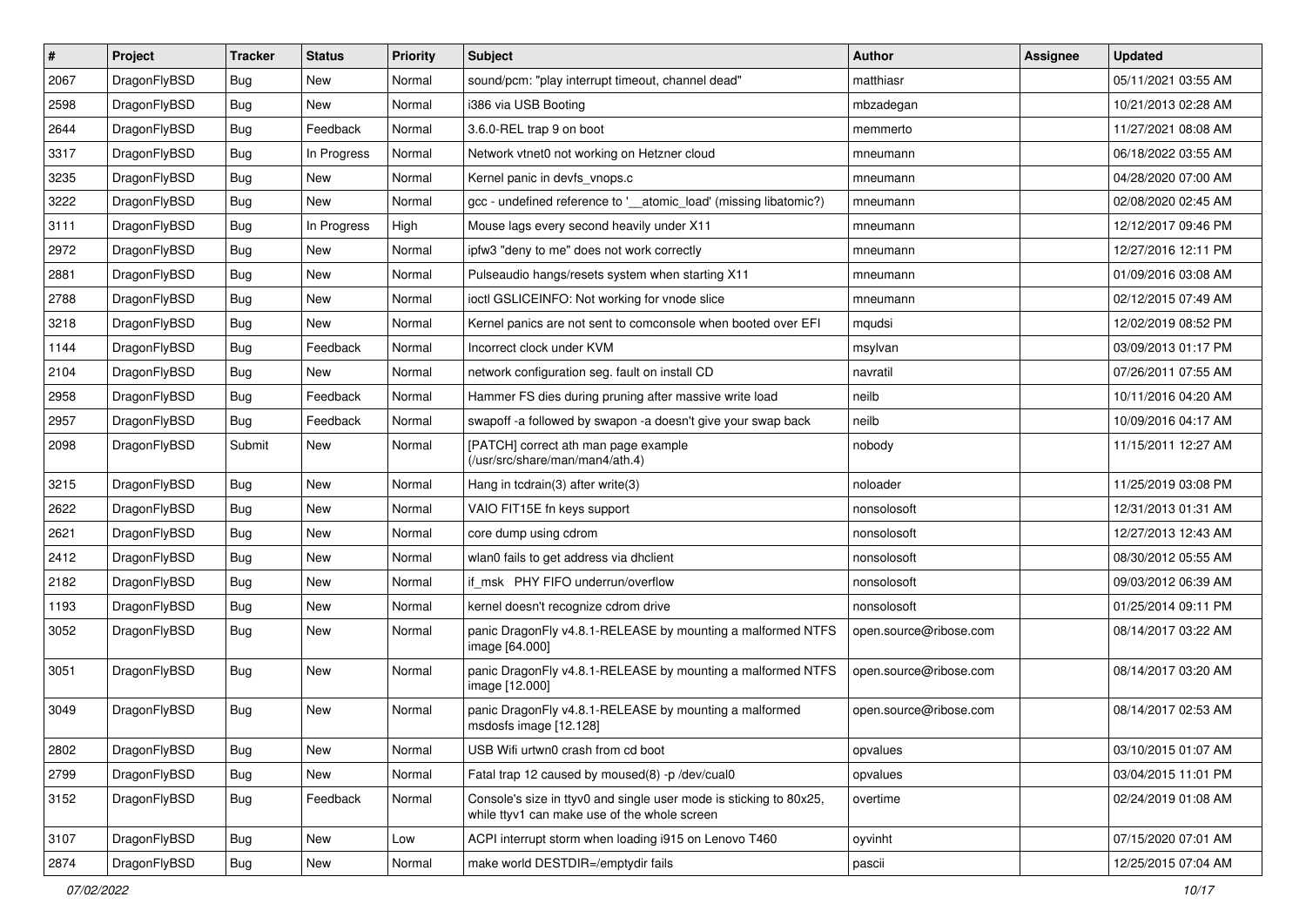| # | Project | Tracker | Status | Priority | Subject | Author | Assignee | Updated |
|---|---|---|---|---|---|---|---|---|
| 2067 | DragonFlyBSD | Bug | New | Normal | sound/pcm: "play interrupt timeout, channel dead" | matthiasr | | 05/11/2021 03:55 AM |
| 2598 | DragonFlyBSD | Bug | New | Normal | i386 via USB Booting | mbzadegan | | 10/21/2013 02:28 AM |
| 2644 | DragonFlyBSD | Bug | Feedback | Normal | 3.6.0-REL trap 9 on boot | memmerto | | 11/27/2021 08:08 AM |
| 3317 | DragonFlyBSD | Bug | In Progress | Normal | Network vtnet0 not working on Hetzner cloud | mneumann | | 06/18/2022 03:55 AM |
| 3235 | DragonFlyBSD | Bug | New | Normal | Kernel panic in devfs_vnops.c | mneumann | | 04/28/2020 07:00 AM |
| 3222 | DragonFlyBSD | Bug | New | Normal | gcc - undefined reference to '__atomic_load' (missing libatomic?) | mneumann | | 02/08/2020 02:45 AM |
| 3111 | DragonFlyBSD | Bug | In Progress | High | Mouse lags every second heavily under X11 | mneumann | | 12/12/2017 09:46 PM |
| 2972 | DragonFlyBSD | Bug | New | Normal | ipfw3 "deny to me" does not work correctly | mneumann | | 12/27/2016 12:11 PM |
| 2881 | DragonFlyBSD | Bug | New | Normal | Pulseaudio hangs/resets system when starting X11 | mneumann | | 01/09/2016 03:08 AM |
| 2788 | DragonFlyBSD | Bug | New | Normal | ioctl GSLICEINFO: Not working for vnode slice | mneumann | | 02/12/2015 07:49 AM |
| 3218 | DragonFlyBSD | Bug | New | Normal | Kernel panics are not sent to comconsole when booted over EFI | mqudsi | | 12/02/2019 08:52 PM |
| 1144 | DragonFlyBSD | Bug | Feedback | Normal | Incorrect clock under KVM | msylvan | | 03/09/2013 01:17 PM |
| 2104 | DragonFlyBSD | Bug | New | Normal | network configuration seg. fault on install CD | navratil | | 07/26/2011 07:55 AM |
| 2958 | DragonFlyBSD | Bug | Feedback | Normal | Hammer FS dies during pruning after massive write load | neilb | | 10/11/2016 04:20 AM |
| 2957 | DragonFlyBSD | Bug | Feedback | Normal | swapoff -a followed by swapon -a doesn't give your swap back | neilb | | 10/09/2016 04:17 AM |
| 2098 | DragonFlyBSD | Submit | New | Normal | [PATCH] correct ath man page example (/usr/src/share/man/man4/ath.4) | nobody | | 11/15/2011 12:27 AM |
| 3215 | DragonFlyBSD | Bug | New | Normal | Hang in tcdrain(3) after write(3) | noloader | | 11/25/2019 03:08 PM |
| 2622 | DragonFlyBSD | Bug | New | Normal | VAIO FIT15E fn keys support | nonsolosoft | | 12/31/2013 01:31 AM |
| 2621 | DragonFlyBSD | Bug | New | Normal | core dump using cdrom | nonsolosoft | | 12/27/2013 12:43 AM |
| 2412 | DragonFlyBSD | Bug | New | Normal | wlan0 fails to get address via dhclient | nonsolosoft | | 08/30/2012 05:55 AM |
| 2182 | DragonFlyBSD | Bug | New | Normal | if_msk PHY FIFO underrun/overflow | nonsolosoft | | 09/03/2012 06:39 AM |
| 1193 | DragonFlyBSD | Bug | New | Normal | kernel doesn't recognize cdrom drive | nonsolosoft | | 01/25/2014 09:11 PM |
| 3052 | DragonFlyBSD | Bug | New | Normal | panic DragonFly v4.8.1-RELEASE by mounting a malformed NTFS image [64.000] | open.source@ribose.com | | 08/14/2017 03:22 AM |
| 3051 | DragonFlyBSD | Bug | New | Normal | panic DragonFly v4.8.1-RELEASE by mounting a malformed NTFS image [12.000] | open.source@ribose.com | | 08/14/2017 03:20 AM |
| 3049 | DragonFlyBSD | Bug | New | Normal | panic DragonFly v4.8.1-RELEASE by mounting a malformed msdosfs image [12.128] | open.source@ribose.com | | 08/14/2017 02:53 AM |
| 2802 | DragonFlyBSD | Bug | New | Normal | USB Wifi urtwn0 crash from cd boot | opvalues | | 03/10/2015 01:07 AM |
| 2799 | DragonFlyBSD | Bug | New | Normal | Fatal trap 12 caused by moused(8) -p /dev/cual0 | opvalues | | 03/04/2015 11:01 PM |
| 3152 | DragonFlyBSD | Bug | Feedback | Normal | Console's size in ttyv0 and single user mode is sticking to 80x25, while ttyv1 can make use of the whole screen | overtime | | 02/24/2019 01:08 AM |
| 3107 | DragonFlyBSD | Bug | New | Low | ACPI interrupt storm when loading i915 on Lenovo T460 | oyvinht | | 07/15/2020 07:01 AM |
| 2874 | DragonFlyBSD | Bug | New | Normal | make world DESTDIR=/emptydir fails | pascii | | 12/25/2015 07:04 AM |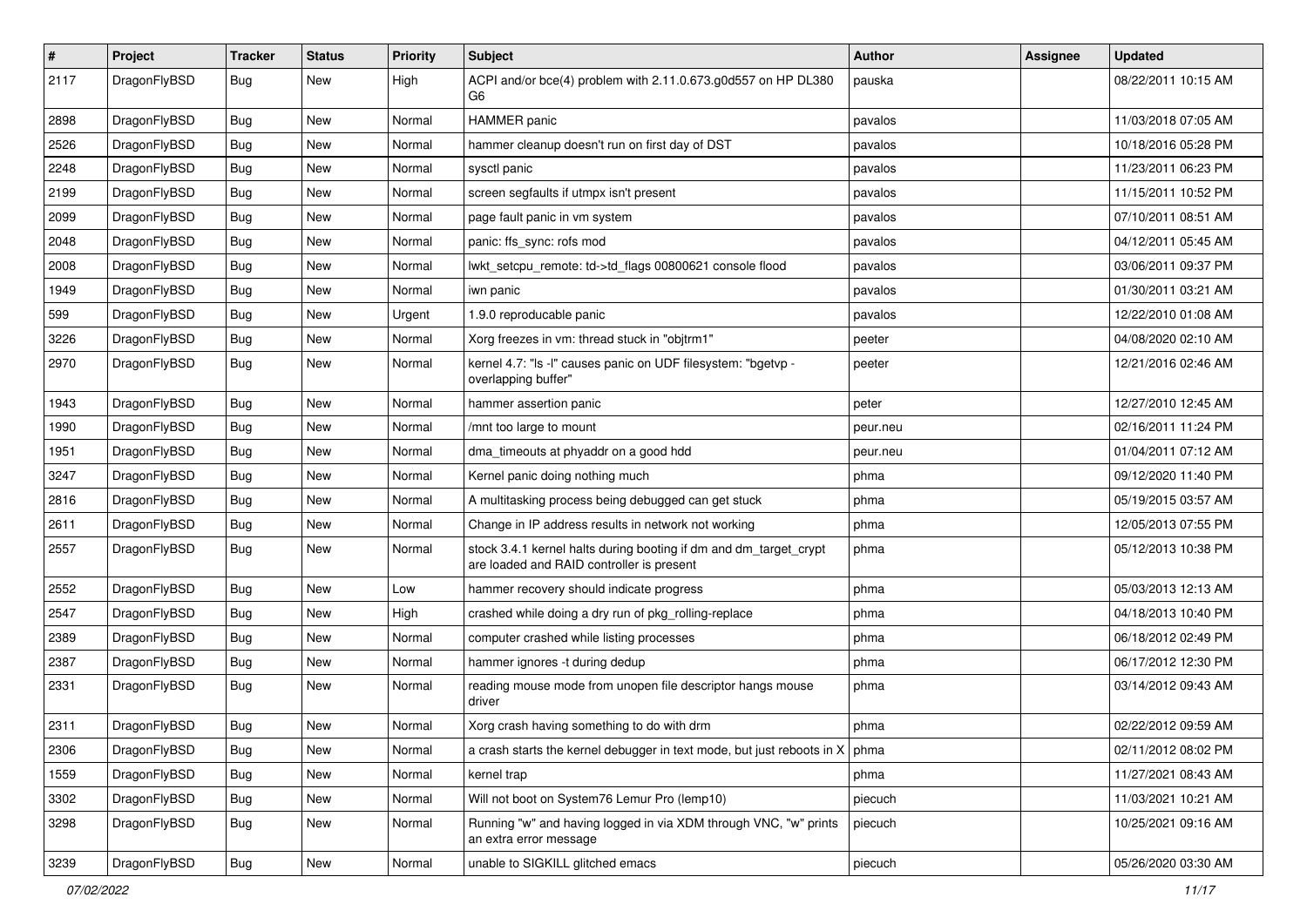| # | Project | Tracker | Status | Priority | Subject | Author | Assignee | Updated |
|---|---|---|---|---|---|---|---|---|
| 2117 | DragonFlyBSD | Bug | New | High | ACPI and/or bce(4) problem with 2.11.0.673.g0d557 on HP DL380 G6 | pauska | | 08/22/2011 10:15 AM |
| 2898 | DragonFlyBSD | Bug | New | Normal | HAMMER panic | pavalos | | 11/03/2018 07:05 AM |
| 2526 | DragonFlyBSD | Bug | New | Normal | hammer cleanup doesn't run on first day of DST | pavalos | | 10/18/2016 05:28 PM |
| 2248 | DragonFlyBSD | Bug | New | Normal | sysctl panic | pavalos | | 11/23/2011 06:23 PM |
| 2199 | DragonFlyBSD | Bug | New | Normal | screen segfaults if utmpx isn't present | pavalos | | 11/15/2011 10:52 PM |
| 2099 | DragonFlyBSD | Bug | New | Normal | page fault panic in vm system | pavalos | | 07/10/2011 08:51 AM |
| 2048 | DragonFlyBSD | Bug | New | Normal | panic: ffs_sync: rofs mod | pavalos | | 04/12/2011 05:45 AM |
| 2008 | DragonFlyBSD | Bug | New | Normal | lwkt_setcpu_remote: td->td_flags 00800621 console flood | pavalos | | 03/06/2011 09:37 PM |
| 1949 | DragonFlyBSD | Bug | New | Normal | iwn panic | pavalos | | 01/30/2011 03:21 AM |
| 599 | DragonFlyBSD | Bug | New | Urgent | 1.9.0 reproducable panic | pavalos | | 12/22/2010 01:08 AM |
| 3226 | DragonFlyBSD | Bug | New | Normal | Xorg freezes in vm: thread stuck in "objtrm1" | peeter | | 04/08/2020 02:10 AM |
| 2970 | DragonFlyBSD | Bug | New | Normal | kernel 4.7: "ls -l" causes panic on UDF filesystem: "bgetvp - overlapping buffer" | peeter | | 12/21/2016 02:46 AM |
| 1943 | DragonFlyBSD | Bug | New | Normal | hammer assertion panic | peter | | 12/27/2010 12:45 AM |
| 1990 | DragonFlyBSD | Bug | New | Normal | /mnt too large to mount | peur.neu | | 02/16/2011 11:24 PM |
| 1951 | DragonFlyBSD | Bug | New | Normal | dma_timeouts at phyaddr on a good hdd | peur.neu | | 01/04/2011 07:12 AM |
| 3247 | DragonFlyBSD | Bug | New | Normal | Kernel panic doing nothing much | phma | | 09/12/2020 11:40 PM |
| 2816 | DragonFlyBSD | Bug | New | Normal | A multitasking process being debugged can get stuck | phma | | 05/19/2015 03:57 AM |
| 2611 | DragonFlyBSD | Bug | New | Normal | Change in IP address results in network not working | phma | | 12/05/2013 07:55 PM |
| 2557 | DragonFlyBSD | Bug | New | Normal | stock 3.4.1 kernel halts during booting if dm and dm_target_crypt are loaded and RAID controller is present | phma | | 05/12/2013 10:38 PM |
| 2552 | DragonFlyBSD | Bug | New | Low | hammer recovery should indicate progress | phma | | 05/03/2013 12:13 AM |
| 2547 | DragonFlyBSD | Bug | New | High | crashed while doing a dry run of pkg_rolling-replace | phma | | 04/18/2013 10:40 PM |
| 2389 | DragonFlyBSD | Bug | New | Normal | computer crashed while listing processes | phma | | 06/18/2012 02:49 PM |
| 2387 | DragonFlyBSD | Bug | New | Normal | hammer ignores -t during dedup | phma | | 06/17/2012 12:30 PM |
| 2331 | DragonFlyBSD | Bug | New | Normal | reading mouse mode from unopen file descriptor hangs mouse driver | phma | | 03/14/2012 09:43 AM |
| 2311 | DragonFlyBSD | Bug | New | Normal | Xorg crash having something to do with drm | phma | | 02/22/2012 09:59 AM |
| 2306 | DragonFlyBSD | Bug | New | Normal | a crash starts the kernel debugger in text mode, but just reboots in X | phma | | 02/11/2012 08:02 PM |
| 1559 | DragonFlyBSD | Bug | New | Normal | kernel trap | phma | | 11/27/2021 08:43 AM |
| 3302 | DragonFlyBSD | Bug | New | Normal | Will not boot on System76 Lemur Pro (lemp10) | piecuch | | 11/03/2021 10:21 AM |
| 3298 | DragonFlyBSD | Bug | New | Normal | Running "w" and having logged in via XDM through VNC, "w" prints an extra error message | piecuch | | 10/25/2021 09:16 AM |
| 3239 | DragonFlyBSD | Bug | New | Normal | unable to SIGKILL glitched emacs | piecuch | | 05/26/2020 03:30 AM |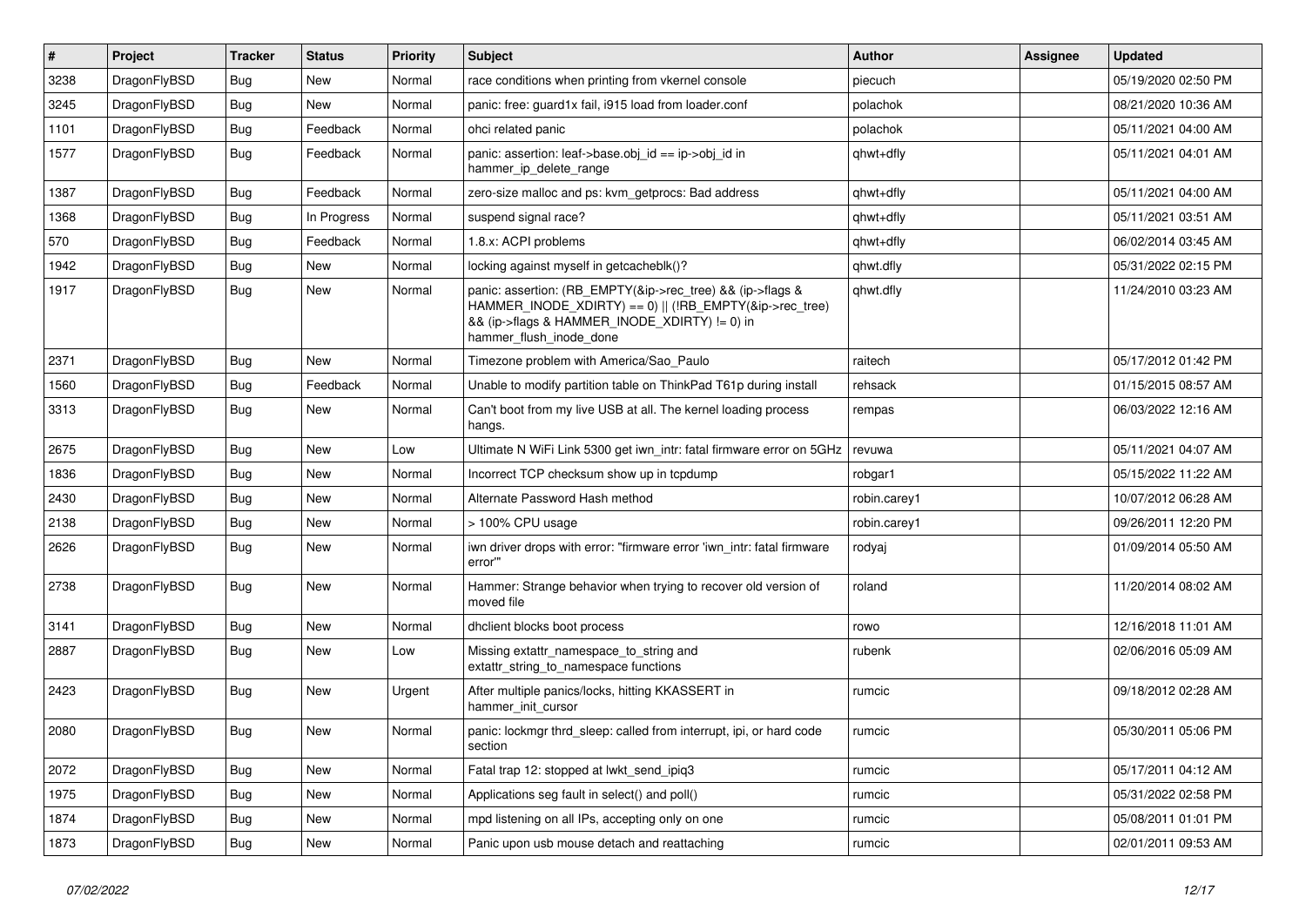| # | Project | Tracker | Status | Priority | Subject | Author | Assignee | Updated |
|---|---|---|---|---|---|---|---|---|
| 3238 | DragonFlyBSD | Bug | New | Normal | race conditions when printing from vkernel console | piecuch | | 05/19/2020 02:50 PM |
| 3245 | DragonFlyBSD | Bug | New | Normal | panic: free: guard1x fail, i915 load from loader.conf | polachok | | 08/21/2020 10:36 AM |
| 1101 | DragonFlyBSD | Bug | Feedback | Normal | ohci related panic | polachok | | 05/11/2021 04:00 AM |
| 1577 | DragonFlyBSD | Bug | Feedback | Normal | panic: assertion: leaf->base.obj_id == ip->obj_id in hammer_ip_delete_range | qhwt+dfly | | 05/11/2021 04:01 AM |
| 1387 | DragonFlyBSD | Bug | Feedback | Normal | zero-size malloc and ps: kvm_getprocs: Bad address | qhwt+dfly | | 05/11/2021 04:00 AM |
| 1368 | DragonFlyBSD | Bug | In Progress | Normal | suspend signal race? | qhwt+dfly | | 05/11/2021 03:51 AM |
| 570 | DragonFlyBSD | Bug | Feedback | Normal | 1.8.x: ACPI problems | qhwt+dfly | | 06/02/2014 03:45 AM |
| 1942 | DragonFlyBSD | Bug | New | Normal | locking against myself in getcacheblk()? | qhwt.dfly | | 05/31/2022 02:15 PM |
| 1917 | DragonFlyBSD | Bug | New | Normal | panic: assertion: (RB_EMPTY(&ip->rec_tree) && (ip->flags & HAMMER_INODE_XDIRTY) == 0) \|\| (!RB_EMPTY(&ip->rec_tree) && (ip->flags & HAMMER_INODE_XDIRTY) != 0) in hammer_flush_inode_done | qhwt.dfly | | 11/24/2010 03:23 AM |
| 2371 | DragonFlyBSD | Bug | New | Normal | Timezone problem with America/Sao_Paulo | raitech | | 05/17/2012 01:42 PM |
| 1560 | DragonFlyBSD | Bug | Feedback | Normal | Unable to modify partition table on ThinkPad T61p during install | rehsack | | 01/15/2015 08:57 AM |
| 3313 | DragonFlyBSD | Bug | New | Normal | Can't boot from my live USB at all. The kernel loading process hangs. | rempas | | 06/03/2022 12:16 AM |
| 2675 | DragonFlyBSD | Bug | New | Low | Ultimate N WiFi Link 5300 get iwn_intr: fatal firmware error on 5GHz | revuwa | | 05/11/2021 04:07 AM |
| 1836 | DragonFlyBSD | Bug | New | Normal | Incorrect TCP checksum show up in tcpdump | robgar1 | | 05/15/2022 11:22 AM |
| 2430 | DragonFlyBSD | Bug | New | Normal | Alternate Password Hash method | robin.carey1 | | 10/07/2012 06:28 AM |
| 2138 | DragonFlyBSD | Bug | New | Normal | > 100% CPU usage | robin.carey1 | | 09/26/2011 12:20 PM |
| 2626 | DragonFlyBSD | Bug | New | Normal | iwn driver drops with error: "firmware error 'iwn_intr: fatal firmware error'" | rodyaj | | 01/09/2014 05:50 AM |
| 2738 | DragonFlyBSD | Bug | New | Normal | Hammer: Strange behavior when trying to recover old version of moved file | roland | | 11/20/2014 08:02 AM |
| 3141 | DragonFlyBSD | Bug | New | Normal | dhclient blocks boot process | rowo | | 12/16/2018 11:01 AM |
| 2887 | DragonFlyBSD | Bug | New | Low | Missing extattr_namespace_to_string and extattr_string_to_namespace functions | rubenk | | 02/06/2016 05:09 AM |
| 2423 | DragonFlyBSD | Bug | New | Urgent | After multiple panics/locks, hitting KKASSERT in hammer_init_cursor | rumcic | | 09/18/2012 02:28 AM |
| 2080 | DragonFlyBSD | Bug | New | Normal | panic: lockmgr thrd_sleep: called from interrupt, ipi, or hard code section | rumcic | | 05/30/2011 05:06 PM |
| 2072 | DragonFlyBSD | Bug | New | Normal | Fatal trap 12: stopped at lwkt_send_ipiq3 | rumcic | | 05/17/2011 04:12 AM |
| 1975 | DragonFlyBSD | Bug | New | Normal | Applications seg fault in select() and poll() | rumcic | | 05/31/2022 02:58 PM |
| 1874 | DragonFlyBSD | Bug | New | Normal | mpd listening on all IPs, accepting only on one | rumcic | | 05/08/2011 01:01 PM |
| 1873 | DragonFlyBSD | Bug | New | Normal | Panic upon usb mouse detach and reattaching | rumcic | | 02/01/2011 09:53 AM |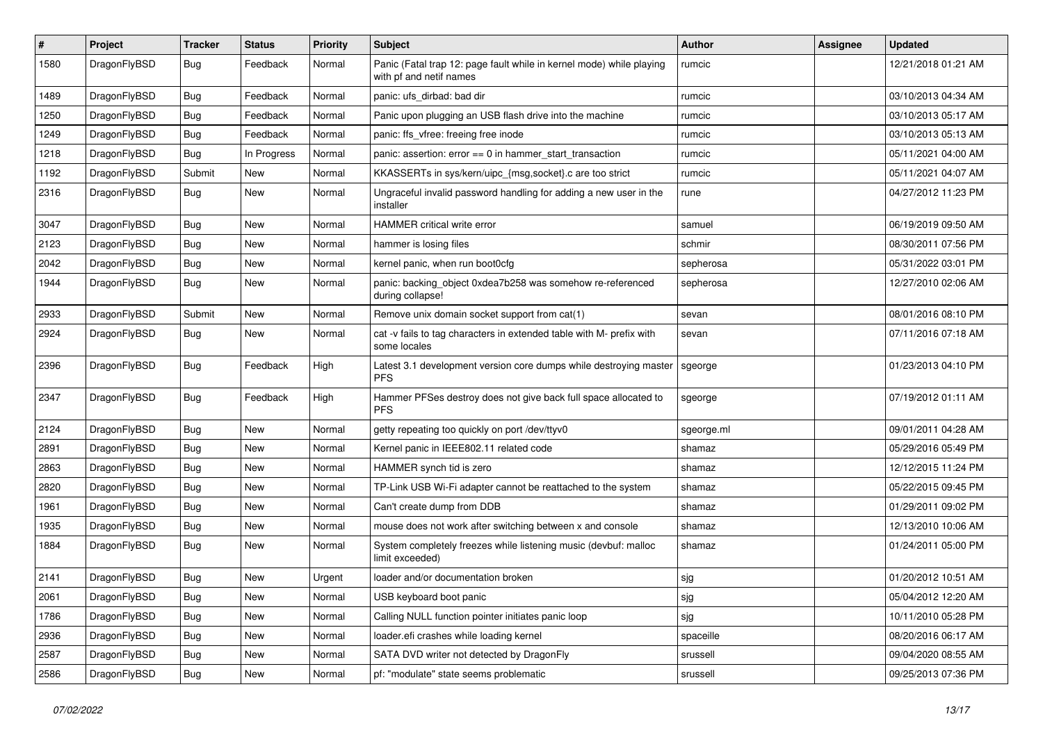| # | Project | Tracker | Status | Priority | Subject | Author | Assignee | Updated |
|---|---|---|---|---|---|---|---|---|
| 1580 | DragonFlyBSD | Bug | Feedback | Normal | Panic (Fatal trap 12: page fault while in kernel mode) while playing with pf and netif names | rumcic | | 12/21/2018 01:21 AM |
| 1489 | DragonFlyBSD | Bug | Feedback | Normal | panic: ufs_dirbad: bad dir | rumcic | | 03/10/2013 04:34 AM |
| 1250 | DragonFlyBSD | Bug | Feedback | Normal | Panic upon plugging an USB flash drive into the machine | rumcic | | 03/10/2013 05:17 AM |
| 1249 | DragonFlyBSD | Bug | Feedback | Normal | panic: ffs_vfree: freeing free inode | rumcic | | 03/10/2013 05:13 AM |
| 1218 | DragonFlyBSD | Bug | In Progress | Normal | panic: assertion: error == 0 in hammer_start_transaction | rumcic | | 05/11/2021 04:00 AM |
| 1192 | DragonFlyBSD | Submit | New | Normal | KKASSERTs in sys/kern/uipc_{msg,socket}.c are too strict | rumcic | | 05/11/2021 04:07 AM |
| 2316 | DragonFlyBSD | Bug | New | Normal | Ungraceful invalid password handling for adding a new user in the installer | rune | | 04/27/2012 11:23 PM |
| 3047 | DragonFlyBSD | Bug | New | Normal | HAMMER critical write error | samuel | | 06/19/2019 09:50 AM |
| 2123 | DragonFlyBSD | Bug | New | Normal | hammer is losing files | schmir | | 08/30/2011 07:56 PM |
| 2042 | DragonFlyBSD | Bug | New | Normal | kernel panic, when run boot0cfg | sepherosa | | 05/31/2022 03:01 PM |
| 1944 | DragonFlyBSD | Bug | New | Normal | panic: backing_object 0xdea7b258 was somehow re-referenced during collapse! | sepherosa | | 12/27/2010 02:06 AM |
| 2933 | DragonFlyBSD | Submit | New | Normal | Remove unix domain socket support from cat(1) | sevan | | 08/01/2016 08:10 PM |
| 2924 | DragonFlyBSD | Bug | New | Normal | cat -v fails to tag characters in extended table with M- prefix with some locales | sevan | | 07/11/2016 07:18 AM |
| 2396 | DragonFlyBSD | Bug | Feedback | High | Latest 3.1 development version core dumps while destroying master PFS | sgeorge | | 01/23/2013 04:10 PM |
| 2347 | DragonFlyBSD | Bug | Feedback | High | Hammer PFSes destroy does not give back full space allocated to PFS | sgeorge | | 07/19/2012 01:11 AM |
| 2124 | DragonFlyBSD | Bug | New | Normal | getty repeating too quickly on port /dev/ttyv0 | sgeorge.ml | | 09/01/2011 04:28 AM |
| 2891 | DragonFlyBSD | Bug | New | Normal | Kernel panic in IEEE802.11 related code | shamaz | | 05/29/2016 05:49 PM |
| 2863 | DragonFlyBSD | Bug | New | Normal | HAMMER synch tid is zero | shamaz | | 12/12/2015 11:24 PM |
| 2820 | DragonFlyBSD | Bug | New | Normal | TP-Link USB Wi-Fi adapter cannot be reattached to the system | shamaz | | 05/22/2015 09:45 PM |
| 1961 | DragonFlyBSD | Bug | New | Normal | Can't create dump from DDB | shamaz | | 01/29/2011 09:02 PM |
| 1935 | DragonFlyBSD | Bug | New | Normal | mouse does not work after switching between x and console | shamaz | | 12/13/2010 10:06 AM |
| 1884 | DragonFlyBSD | Bug | New | Normal | System completely freezes while listening music (devbuf: malloc limit exceeded) | shamaz | | 01/24/2011 05:00 PM |
| 2141 | DragonFlyBSD | Bug | New | Urgent | loader and/or documentation broken | sjg | | 01/20/2012 10:51 AM |
| 2061 | DragonFlyBSD | Bug | New | Normal | USB keyboard boot panic | sjg | | 05/04/2012 12:20 AM |
| 1786 | DragonFlyBSD | Bug | New | Normal | Calling NULL function pointer initiates panic loop | sjg | | 10/11/2010 05:28 PM |
| 2936 | DragonFlyBSD | Bug | New | Normal | loader.efi crashes while loading kernel | spaceille | | 08/20/2016 06:17 AM |
| 2587 | DragonFlyBSD | Bug | New | Normal | SATA DVD writer not detected by DragonFly | srussell | | 09/04/2020 08:55 AM |
| 2586 | DragonFlyBSD | Bug | New | Normal | pf: "modulate" state seems problematic | srussell | | 09/25/2013 07:36 PM |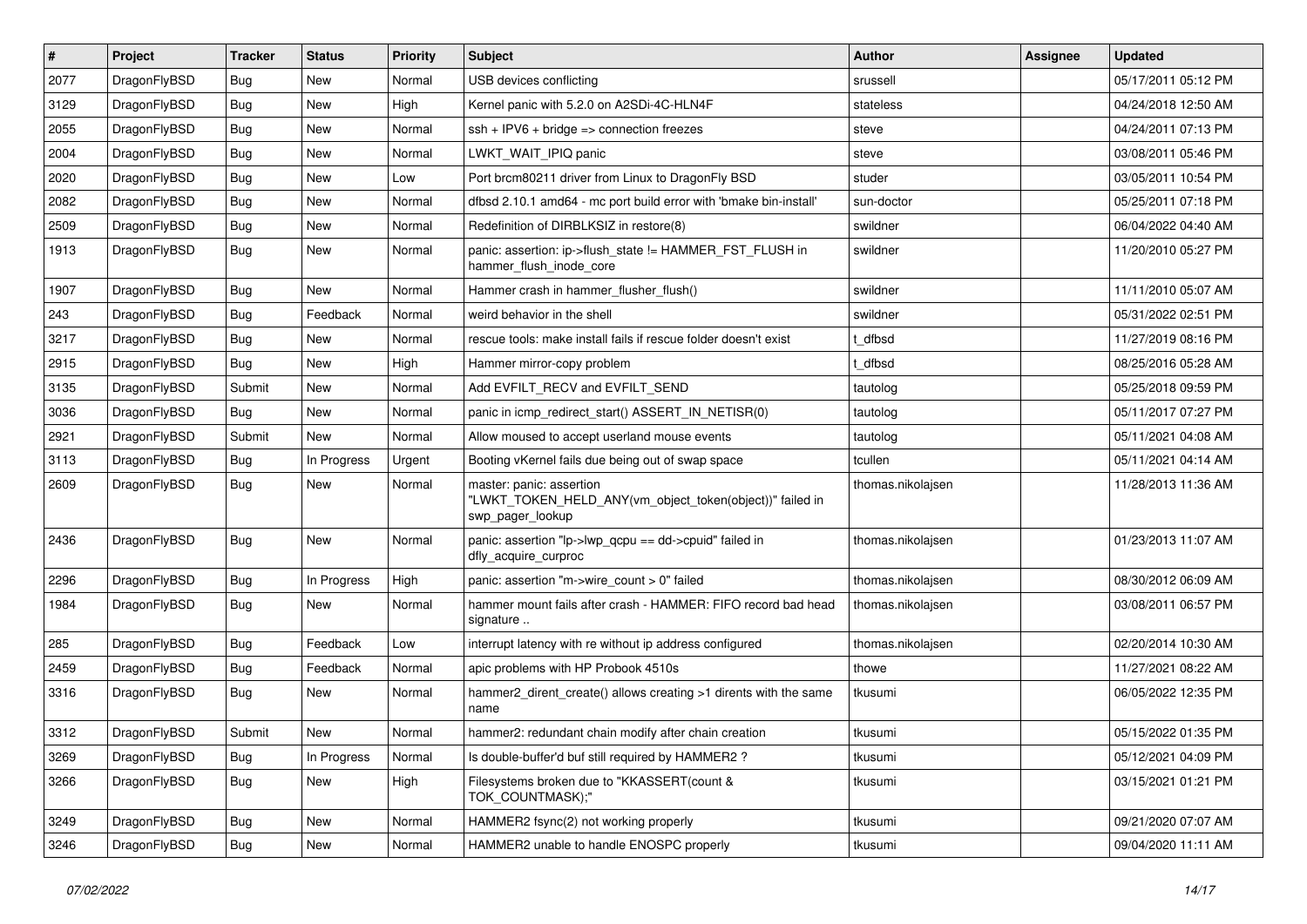| # | Project | Tracker | Status | Priority | Subject | Author | Assignee | Updated |
|---|---|---|---|---|---|---|---|---|
| 2077 | DragonFlyBSD | Bug | New | Normal | USB devices conflicting | srussell | | 05/17/2011 05:12 PM |
| 3129 | DragonFlyBSD | Bug | New | High | Kernel panic with 5.2.0 on A2SDi-4C-HLN4F | stateless | | 04/24/2018 12:50 AM |
| 2055 | DragonFlyBSD | Bug | New | Normal | ssh + IPV6 + bridge => connection freezes | steve | | 04/24/2011 07:13 PM |
| 2004 | DragonFlyBSD | Bug | New | Normal | LWKT_WAIT_IPIQ panic | steve | | 03/08/2011 05:46 PM |
| 2020 | DragonFlyBSD | Bug | New | Low | Port brcm80211 driver from Linux to DragonFly BSD | studer | | 03/05/2011 10:54 PM |
| 2082 | DragonFlyBSD | Bug | New | Normal | dfbsd 2.10.1 amd64 - mc port build error with 'bmake bin-install' | sun-doctor | | 05/25/2011 07:18 PM |
| 2509 | DragonFlyBSD | Bug | New | Normal | Redefinition of DIRBLKSIZ in restore(8) | swildner | | 06/04/2022 04:40 AM |
| 1913 | DragonFlyBSD | Bug | New | Normal | panic: assertion: ip->flush_state != HAMMER_FST_FLUSH in hammer_flush_inode_core | swildner | | 11/20/2010 05:27 PM |
| 1907 | DragonFlyBSD | Bug | New | Normal | Hammer crash in hammer_flusher_flush() | swildner | | 11/11/2010 05:07 AM |
| 243 | DragonFlyBSD | Bug | Feedback | Normal | weird behavior in the shell | swildner | | 05/31/2022 02:51 PM |
| 3217 | DragonFlyBSD | Bug | New | Normal | rescue tools: make install fails if rescue folder doesn't exist | t_dfbsd | | 11/27/2019 08:16 PM |
| 2915 | DragonFlyBSD | Bug | New | High | Hammer mirror-copy problem | t_dfbsd | | 08/25/2016 05:28 AM |
| 3135 | DragonFlyBSD | Submit | New | Normal | Add EVFILT_RECV and EVFILT_SEND | tautolog | | 05/25/2018 09:59 PM |
| 3036 | DragonFlyBSD | Bug | New | Normal | panic in icmp_redirect_start() ASSERT_IN_NETISR(0) | tautolog | | 05/11/2017 07:27 PM |
| 2921 | DragonFlyBSD | Submit | New | Normal | Allow moused to accept userland mouse events | tautolog | | 05/11/2021 04:08 AM |
| 3113 | DragonFlyBSD | Bug | In Progress | Urgent | Booting vKernel fails due being out of swap space | tcullen | | 05/11/2021 04:14 AM |
| 2609 | DragonFlyBSD | Bug | New | Normal | master: panic: assertion "LWKT_TOKEN_HELD_ANY(vm_object_token(object))" failed in swp_pager_lookup | thomas.nikolajsen | | 11/28/2013 11:36 AM |
| 2436 | DragonFlyBSD | Bug | New | Normal | panic: assertion "lp->lwp_qcpu == dd->cpuid" failed in dfly_acquire_curproc | thomas.nikolajsen | | 01/23/2013 11:07 AM |
| 2296 | DragonFlyBSD | Bug | In Progress | High | panic: assertion "m->wire_count > 0" failed | thomas.nikolajsen | | 08/30/2012 06:09 AM |
| 1984 | DragonFlyBSD | Bug | New | Normal | hammer mount fails after crash - HAMMER: FIFO record bad head signature .. | thomas.nikolajsen | | 03/08/2011 06:57 PM |
| 285 | DragonFlyBSD | Bug | Feedback | Low | interrupt latency with re without ip address configured | thomas.nikolajsen | | 02/20/2014 10:30 AM |
| 2459 | DragonFlyBSD | Bug | Feedback | Normal | apic problems with HP Probook 4510s | thowe | | 11/27/2021 08:22 AM |
| 3316 | DragonFlyBSD | Bug | New | Normal | hammer2_dirent_create() allows creating >1 dirents with the same name | tkusumi | | 06/05/2022 12:35 PM |
| 3312 | DragonFlyBSD | Submit | New | Normal | hammer2: redundant chain modify after chain creation | tkusumi | | 05/15/2022 01:35 PM |
| 3269 | DragonFlyBSD | Bug | In Progress | Normal | Is double-buffer'd buf still required by HAMMER2 ? | tkusumi | | 05/12/2021 04:09 PM |
| 3266 | DragonFlyBSD | Bug | New | High | Filesystems broken due to "KKASSERT(count & TOK_COUNTMASK);" | tkusumi | | 03/15/2021 01:21 PM |
| 3249 | DragonFlyBSD | Bug | New | Normal | HAMMER2 fsync(2) not working properly | tkusumi | | 09/21/2020 07:07 AM |
| 3246 | DragonFlyBSD | Bug | New | Normal | HAMMER2 unable to handle ENOSPC properly | tkusumi | | 09/04/2020 11:11 AM |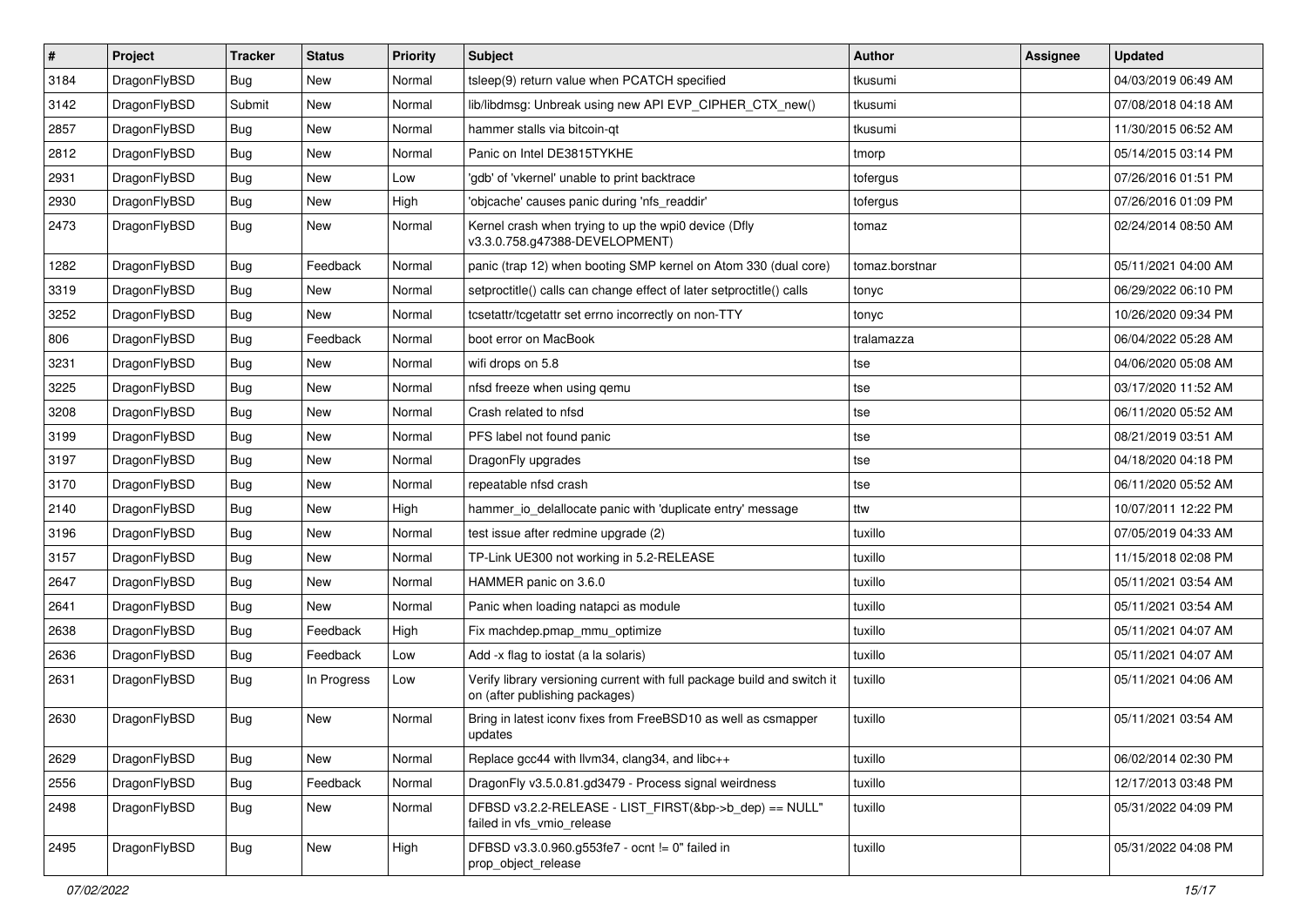| # | Project | Tracker | Status | Priority | Subject | Author | Assignee | Updated |
|---|---|---|---|---|---|---|---|---|
| 3184 | DragonFlyBSD | Bug | New | Normal | tsleep(9) return value when PCATCH specified | tkusumi | | 04/03/2019 06:49 AM |
| 3142 | DragonFlyBSD | Submit | New | Normal | lib/libdmsg: Unbreak using new API EVP_CIPHER_CTX_new() | tkusumi | | 07/08/2018 04:18 AM |
| 2857 | DragonFlyBSD | Bug | New | Normal | hammer stalls via bitcoin-qt | tkusumi | | 11/30/2015 06:52 AM |
| 2812 | DragonFlyBSD | Bug | New | Normal | Panic on Intel DE3815TYKHE | tmorp | | 05/14/2015 03:14 PM |
| 2931 | DragonFlyBSD | Bug | New | Low | 'gdb' of 'vkernel' unable to print backtrace | tofergus | | 07/26/2016 01:51 PM |
| 2930 | DragonFlyBSD | Bug | New | High | 'objcache' causes panic during 'nfs_readdir' | tofergus | | 07/26/2016 01:09 PM |
| 2473 | DragonFlyBSD | Bug | New | Normal | Kernel crash when trying to up the wpi0 device (Dfly v3.3.0.758.g47388-DEVELOPMENT) | tomaz | | 02/24/2014 08:50 AM |
| 1282 | DragonFlyBSD | Bug | Feedback | Normal | panic (trap 12) when booting SMP kernel on Atom 330 (dual core) | tomaz.borstnar | | 05/11/2021 04:00 AM |
| 3319 | DragonFlyBSD | Bug | New | Normal | setproctitle() calls can change effect of later setproctitle() calls | tonyc | | 06/29/2022 06:10 PM |
| 3252 | DragonFlyBSD | Bug | New | Normal | tcsetattr/tcgetattr set errno incorrectly on non-TTY | tonyc | | 10/26/2020 09:34 PM |
| 806 | DragonFlyBSD | Bug | Feedback | Normal | boot error on MacBook | tralamazza | | 06/04/2022 05:28 AM |
| 3231 | DragonFlyBSD | Bug | New | Normal | wifi drops on 5.8 | tse | | 04/06/2020 05:08 AM |
| 3225 | DragonFlyBSD | Bug | New | Normal | nfsd freeze when using qemu | tse | | 03/17/2020 11:52 AM |
| 3208 | DragonFlyBSD | Bug | New | Normal | Crash related to nfsd | tse | | 06/11/2020 05:52 AM |
| 3199 | DragonFlyBSD | Bug | New | Normal | PFS label not found panic | tse | | 08/21/2019 03:51 AM |
| 3197 | DragonFlyBSD | Bug | New | Normal | DragonFly upgrades | tse | | 04/18/2020 04:18 PM |
| 3170 | DragonFlyBSD | Bug | New | Normal | repeatable nfsd crash | tse | | 06/11/2020 05:52 AM |
| 2140 | DragonFlyBSD | Bug | New | High | hammer_io_delallocate panic with 'duplicate entry' message | ttw | | 10/07/2011 12:22 PM |
| 3196 | DragonFlyBSD | Bug | New | Normal | test issue after redmine upgrade (2) | tuxillo | | 07/05/2019 04:33 AM |
| 3157 | DragonFlyBSD | Bug | New | Normal | TP-Link UE300 not working in 5.2-RELEASE | tuxillo | | 11/15/2018 02:08 PM |
| 2647 | DragonFlyBSD | Bug | New | Normal | HAMMER panic on 3.6.0 | tuxillo | | 05/11/2021 03:54 AM |
| 2641 | DragonFlyBSD | Bug | New | Normal | Panic when loading natapci as module | tuxillo | | 05/11/2021 03:54 AM |
| 2638 | DragonFlyBSD | Bug | Feedback | High | Fix machdep.pmap_mmu_optimize | tuxillo | | 05/11/2021 04:07 AM |
| 2636 | DragonFlyBSD | Bug | Feedback | Low | Add -x flag to iostat (a la solaris) | tuxillo | | 05/11/2021 04:07 AM |
| 2631 | DragonFlyBSD | Bug | In Progress | Low | Verify library versioning current with full package build and switch it on (after publishing packages) | tuxillo | | 05/11/2021 04:06 AM |
| 2630 | DragonFlyBSD | Bug | New | Normal | Bring in latest iconv fixes from FreeBSD10 as well as csmapper updates | tuxillo | | 05/11/2021 03:54 AM |
| 2629 | DragonFlyBSD | Bug | New | Normal | Replace gcc44 with llvm34, clang34, and libc++ | tuxillo | | 06/02/2014 02:30 PM |
| 2556 | DragonFlyBSD | Bug | Feedback | Normal | DragonFly v3.5.0.81.gd3479 - Process signal weirdness | tuxillo | | 12/17/2013 03:48 PM |
| 2498 | DragonFlyBSD | Bug | New | Normal | DFBSD v3.2.2-RELEASE - LIST_FIRST(&bp->b_dep) == NULL" failed in vfs_vmio_release | tuxillo | | 05/31/2022 04:09 PM |
| 2495 | DragonFlyBSD | Bug | New | High | DFBSD v3.3.0.960.g553fe7 - ocnt != 0" failed in prop_object_release | tuxillo | | 05/31/2022 04:08 PM |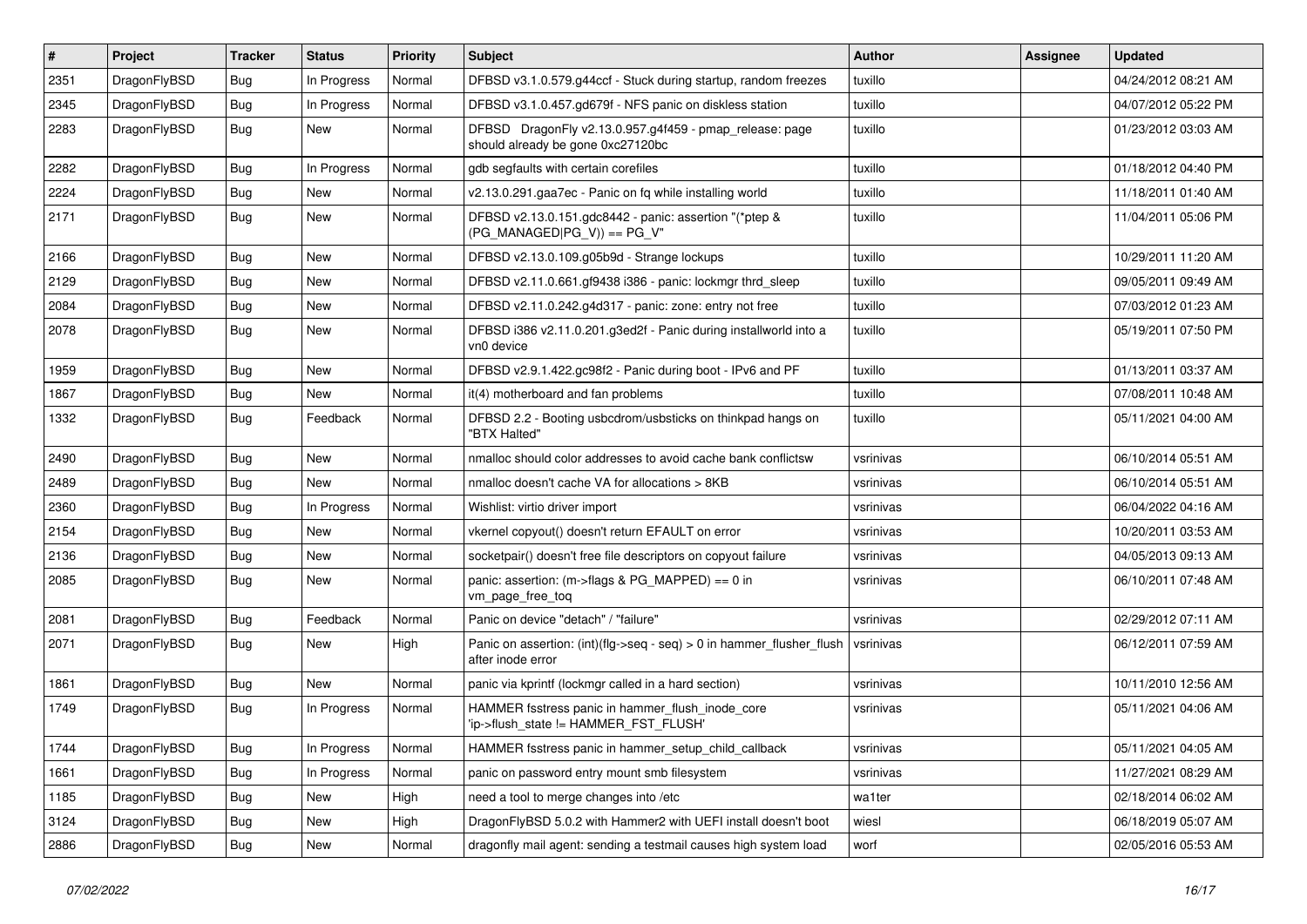| # | Project | Tracker | Status | Priority | Subject | Author | Assignee | Updated |
|---|---|---|---|---|---|---|---|---|
| 2351 | DragonFlyBSD | Bug | In Progress | Normal | DFBSD v3.1.0.579.g44ccf - Stuck during startup, random freezes | tuxillo | | 04/24/2012 08:21 AM |
| 2345 | DragonFlyBSD | Bug | In Progress | Normal | DFBSD v3.1.0.457.gd679f - NFS panic on diskless station | tuxillo | | 04/07/2012 05:22 PM |
| 2283 | DragonFlyBSD | Bug | New | Normal | DFBSD DragonFly v2.13.0.957.g4f459 - pmap_release: page should already be gone 0xc27120bc | tuxillo | | 01/23/2012 03:03 AM |
| 2282 | DragonFlyBSD | Bug | In Progress | Normal | gdb segfaults with certain corefiles | tuxillo | | 01/18/2012 04:40 PM |
| 2224 | DragonFlyBSD | Bug | New | Normal | v2.13.0.291.gaa7ec - Panic on fq while installing world | tuxillo | | 11/18/2011 01:40 AM |
| 2171 | DragonFlyBSD | Bug | New | Normal | DFBSD v2.13.0.151.gdc8442 - panic: assertion "(*ptep & (PG_MANAGED\|PG_V)) == PG_V" | tuxillo | | 11/04/2011 05:06 PM |
| 2166 | DragonFlyBSD | Bug | New | Normal | DFBSD v2.13.0.109.g05b9d - Strange lockups | tuxillo | | 10/29/2011 11:20 AM |
| 2129 | DragonFlyBSD | Bug | New | Normal | DFBSD v2.11.0.661.gf9438 i386 - panic: lockmgr thrd_sleep | tuxillo | | 09/05/2011 09:49 AM |
| 2084 | DragonFlyBSD | Bug | New | Normal | DFBSD v2.11.0.242.g4d317 - panic: zone: entry not free | tuxillo | | 07/03/2012 01:23 AM |
| 2078 | DragonFlyBSD | Bug | New | Normal | DFBSD i386 v2.11.0.201.g3ed2f - Panic during installworld into a vn0 device | tuxillo | | 05/19/2011 07:50 PM |
| 1959 | DragonFlyBSD | Bug | New | Normal | DFBSD v2.9.1.422.gc98f2 - Panic during boot - IPv6 and PF | tuxillo | | 01/13/2011 03:37 AM |
| 1867 | DragonFlyBSD | Bug | New | Normal | it(4) motherboard and fan problems | tuxillo | | 07/08/2011 10:48 AM |
| 1332 | DragonFlyBSD | Bug | Feedback | Normal | DFBSD 2.2 - Booting usbcdrom/usbsticks on thinkpad hangs on "BTX Halted" | tuxillo | | 05/11/2021 04:00 AM |
| 2490 | DragonFlyBSD | Bug | New | Normal | nmalloc should color addresses to avoid cache bank conflictsw | vsrinivas | | 06/10/2014 05:51 AM |
| 2489 | DragonFlyBSD | Bug | New | Normal | nmalloc doesn't cache VA for allocations > 8KB | vsrinivas | | 06/10/2014 05:51 AM |
| 2360 | DragonFlyBSD | Bug | In Progress | Normal | Wishlist: virtio driver import | vsrinivas | | 06/04/2022 04:16 AM |
| 2154 | DragonFlyBSD | Bug | New | Normal | vkernel copyout() doesn't return EFAULT on error | vsrinivas | | 10/20/2011 03:53 AM |
| 2136 | DragonFlyBSD | Bug | New | Normal | socketpair() doesn't free file descriptors on copyout failure | vsrinivas | | 04/05/2013 09:13 AM |
| 2085 | DragonFlyBSD | Bug | New | Normal | panic: assertion: (m->flags & PG_MAPPED) == 0 in vm_page_free_toq | vsrinivas | | 06/10/2011 07:48 AM |
| 2081 | DragonFlyBSD | Bug | Feedback | Normal | Panic on device "detach" / "failure" | vsrinivas | | 02/29/2012 07:11 AM |
| 2071 | DragonFlyBSD | Bug | New | High | Panic on assertion: (int)(flg->seq - seq) > 0 in hammer_flusher_flush after inode error | vsrinivas | | 06/12/2011 07:59 AM |
| 1861 | DragonFlyBSD | Bug | New | Normal | panic via kprintf (lockmgr called in a hard section) | vsrinivas | | 10/11/2010 12:56 AM |
| 1749 | DragonFlyBSD | Bug | In Progress | Normal | HAMMER fsstress panic in hammer_flush_inode_core 'ip->flush_state != HAMMER_FST_FLUSH' | vsrinivas | | 05/11/2021 04:06 AM |
| 1744 | DragonFlyBSD | Bug | In Progress | Normal | HAMMER fsstress panic in hammer_setup_child_callback | vsrinivas | | 05/11/2021 04:05 AM |
| 1661 | DragonFlyBSD | Bug | In Progress | Normal | panic on password entry mount smb filesystem | vsrinivas | | 11/27/2021 08:29 AM |
| 1185 | DragonFlyBSD | Bug | New | High | need a tool to merge changes into /etc | wa1ter | | 02/18/2014 06:02 AM |
| 3124 | DragonFlyBSD | Bug | New | High | DragonFlyBSD 5.0.2 with Hammer2 with UEFI install doesn't boot | wiesl | | 06/18/2019 05:07 AM |
| 2886 | DragonFlyBSD | Bug | New | Normal | dragonfly mail agent: sending a testmail causes high system load | worf | | 02/05/2016 05:53 AM |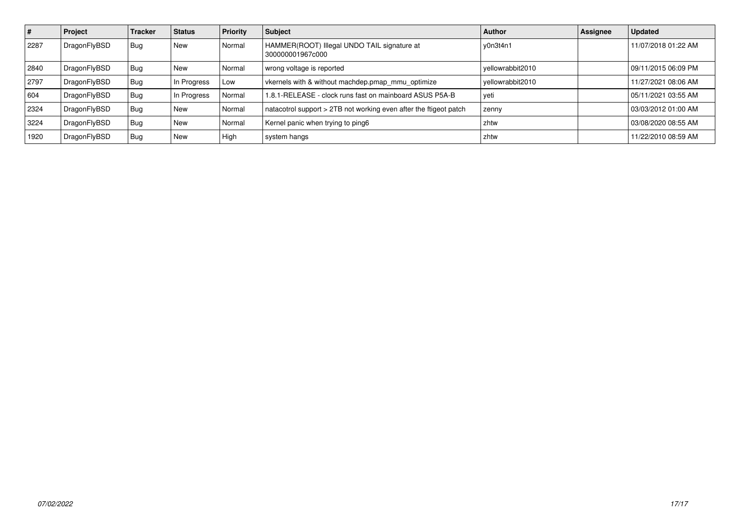| # | Project | Tracker | Status | Priority | Subject | Author | Assignee | Updated |
|---|---|---|---|---|---|---|---|---|
| 2287 | DragonFlyBSD | Bug | New | Normal | HAMMER(ROOT) Illegal UNDO TAIL signature at 300000001967c000 | y0n3t4n1 | | 11/07/2018 01:22 AM |
| 2840 | DragonFlyBSD | Bug | New | Normal | wrong voltage is reported | yellowrabbit2010 | | 09/11/2015 06:09 PM |
| 2797 | DragonFlyBSD | Bug | In Progress | Low | vkernels with & without machdep.pmap_mmu_optimize | yellowrabbit2010 | | 11/27/2021 08:06 AM |
| 604 | DragonFlyBSD | Bug | In Progress | Normal | 1.8.1-RELEASE - clock runs fast on mainboard ASUS P5A-B | yeti | | 05/11/2021 03:55 AM |
| 2324 | DragonFlyBSD | Bug | New | Normal | natacotrol support > 2TB not working even after the ftigeot patch | zenny | | 03/03/2012 01:00 AM |
| 3224 | DragonFlyBSD | Bug | New | Normal | Kernel panic when trying to ping6 | zhtw | | 03/08/2020 08:55 AM |
| 1920 | DragonFlyBSD | Bug | New | High | system hangs | zhtw | | 11/22/2010 08:59 AM |